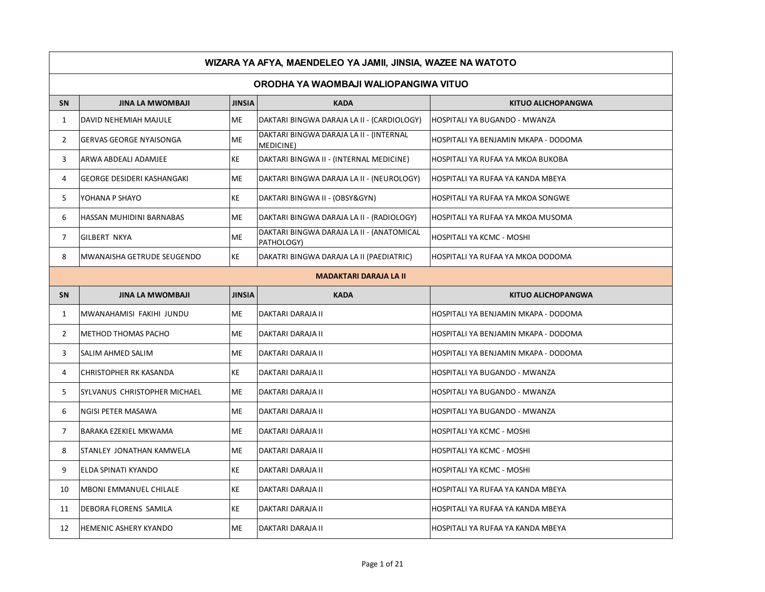# WIZARA YA AFYA, MAENDELEO YA JAMII, JINSIA, WAZEE NA WATOTO

## ORODHA YA WAOMBAJI WALIOPANGIWA VITUO

| SN | JINA LA MWOMBAJI | JINSIA | KADA | KITUO ALICHOPANGWA |
|---|---|---|---|---|
| 1 | DAVID NEHEMIAH MAJULE | ME | DAKTARI BINGWA DARAJA LA II - (CARDIOLOGY) | HOSPITALI YA BUGANDO - MWANZA |
| 2 | GERVAS GEORGE NYAISONGA | ME | DAKTARI BINGWA DARAJA LA II - (INTERNAL MEDICINE) | HOSPITALI YA BENJAMIN MKAPA - DODOMA |
| 3 | ARWA ABDEALI ADAMJEE | KE | DAKTARI BINGWA II - (INTERNAL MEDICINE) | HOSPITALI YA RUFAA YA MKOA BUKOBA |
| 4 | GEORGE DESIDERI KASHANGAKI | ME | DAKTARI BINGWA DARAJA LA II - (NEUROLOGY) | HOSPITALI YA RUFAA YA KANDA MBEYA |
| 5 | YOHANA P SHAYO | KE | DAKTARI BINGWA II - (OBSY&GYN) | HOSPITALI YA RUFAA YA MKOA SONGWE |
| 6 | HASSAN MUHIDINI BARNABAS | ME | DAKTARI BINGWA DARAJA LA II - (RADIOLOGY) | HOSPITALI YA RUFAA YA MKOA MUSOMA |
| 7 | GILBERT NKYA | ME | DAKTARI BINGWA DARAJA LA II - (ANATOMICAL PATHOLOGY) | HOSPITALI YA KCMC - MOSHI |
| 8 | MWANAISHA GETRUDE SEUGENDO | KE | DAKATRI BINGWA DARAJA LA II (PAEDIATRIC) | HOSPITALI YA RUFAA YA MKOA DODOMA |

**MADAKTARI DARAJA LA II**

| SN | JINA LA MWOMBAJI | JINSIA | KADA | KITUO ALICHOPANGWA |
|---|---|---|---|---|
| 1 | MWANAHAMISI FAKIHI JUNDU | ME | DAKTARI DARAJA II | HOSPITALI YA BENJAMIN MKAPA - DODOMA |
| 2 | METHOD THOMAS PACHO | ME | DAKTARI DARAJA II | HOSPITALI YA BENJAMIN MKAPA - DODOMA |
| 3 | SALIM AHMED SALIM | ME | DAKTARI DARAJA II | HOSPITALI YA BENJAMIN MKAPA - DODOMA |
| 4 | CHRISTOPHER RK KASANDA | KE | DAKTARI DARAJA II | HOSPITALI YA BUGANDO - MWANZA |
| 5 | SYLVANUS CHRISTOPHER MICHAEL | ME | DAKTARI DARAJA II | HOSPITALI YA BUGANDO - MWANZA |
| 6 | NGISI PETER MASAWA | ME | DAKTARI DARAJA II | HOSPITALI YA BUGANDO - MWANZA |
| 7 | BARAKA EZEKIEL MKWAMA | ME | DAKTARI DARAJA II | HOSPITALI YA KCMC - MOSHI |
| 8 | STANLEY JONATHAN KAMWELA | ME | DAKTARI DARAJA II | HOSPITALI YA KCMC - MOSHI |
| 9 | ELDA SPINATI KYANDO | KE | DAKTARI DARAJA II | HOSPITALI YA KCMC - MOSHI |
| 10 | MBONI EMMANUEL CHILALE | KE | DAKTARI DARAJA II | HOSPITALI YA RUFAA YA KANDA MBEYA |
| 11 | DEBORA FLORENS SAMILA | KE | DAKTARI DARAJA II | HOSPITALI YA RUFAA YA KANDA MBEYA |
| 12 | HEMENIC ASHERY KYANDO | ME | DAKTARI DARAJA II | HOSPITALI YA RUFAA YA KANDA MBEYA |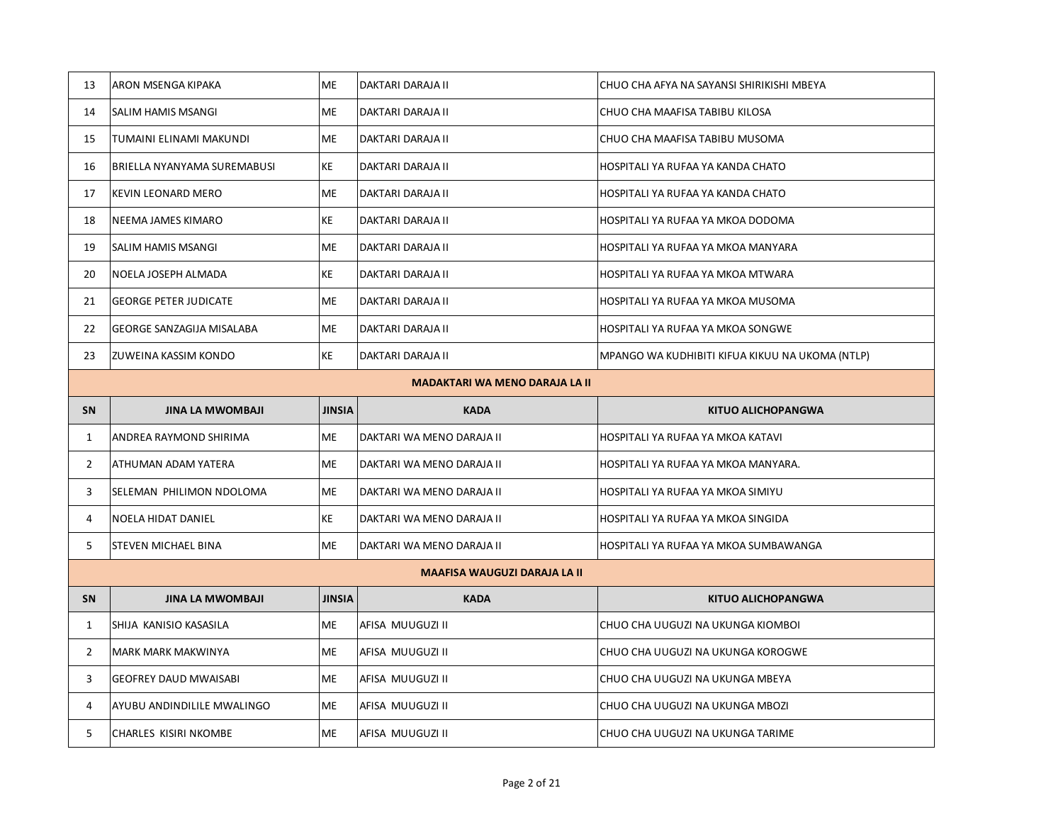| SN | JINA LA MWOMBAJI | JINSIA | KADA | KITUO ALICHOPANGWA |
|---|---|---|---|---|
| 13 | ARON MSENGA KIPAKA | ME | DAKTARI DARAJA II | CHUO CHA AFYA NA SAYANSI SHIRIKISHI MBEYA |
| 14 | SALIM HAMIS MSANGI | ME | DAKTARI DARAJA II | CHUO CHA MAAFISA TABIBU KILOSA |
| 15 | TUMAINI ELINAMI MAKUNDI | ME | DAKTARI DARAJA II | CHUO CHA MAAFISA TABIBU MUSOMA |
| 16 | BRIELLA NYANYAMA SUREMABUSI | KE | DAKTARI DARAJA II | HOSPITALI YA RUFAA YA KANDA CHATO |
| 17 | KEVIN LEONARD MERO | ME | DAKTARI DARAJA II | HOSPITALI YA RUFAA YA KANDA CHATO |
| 18 | NEEMA JAMES KIMARO | KE | DAKTARI DARAJA II | HOSPITALI YA RUFAA YA MKOA DODOMA |
| 19 | SALIM HAMIS MSANGI | ME | DAKTARI DARAJA II | HOSPITALI YA RUFAA YA MKOA MANYARA |
| 20 | NOELA JOSEPH ALMADA | KE | DAKTARI DARAJA II | HOSPITALI YA RUFAA YA MKOA MTWARA |
| 21 | GEORGE PETER JUDICATE | ME | DAKTARI DARAJA II | HOSPITALI YA RUFAA YA MKOA MUSOMA |
| 22 | GEORGE SANZAGIJA MISALABA | ME | DAKTARI DARAJA II | HOSPITALI YA RUFAA YA MKOA SONGWE |
| 23 | ZUWEINA KASSIM KONDO | KE | DAKTARI DARAJA II | MPANGO WA KUDHIBITI KIFUA KIKUU NA UKOMA (NTLP) |

**MADAKTARI WA MENO DARAJA LA II**

| SN | JINA LA MWOMBAJI | JINSIA | KADA | KITUO ALICHOPANGWA |
|---|---|---|---|---|
| 1 | ANDREA RAYMOND SHIRIMA | ME | DAKTARI WA MENO DARAJA II | HOSPITALI YA RUFAA YA MKOA KATAVI |
| 2 | ATHUMAN ADAM YATERA | ME | DAKTARI WA MENO DARAJA II | HOSPITALI YA RUFAA YA MKOA MANYARA. |
| 3 | SELEMAN PHILIMON NDOLOMA | ME | DAKTARI WA MENO DARAJA II | HOSPITALI YA RUFAA YA MKOA SIMIYU |
| 4 | NOELA HIDAT DANIEL | KE | DAKTARI WA MENO DARAJA II | HOSPITALI YA RUFAA YA MKOA SINGIDA |
| 5 | STEVEN MICHAEL BINA | ME | DAKTARI WA MENO DARAJA II | HOSPITALI YA RUFAA YA MKOA SUMBAWANGA |

**MAAFISA WAUGUZI DARAJA LA II**

| SN | JINA LA MWOMBAJI | JINSIA | KADA | KITUO ALICHOPANGWA |
|---|---|---|---|---|
| 1 | SHIJA KANISIO KASASILA | ME | AFISA MUUGUZI II | CHUO CHA UUGUZI NA UKUNGA KIOMBOI |
| 2 | MARK MARK MAKWINYA | ME | AFISA MUUGUZI II | CHUO CHA UUGUZI NA UKUNGA KOROGWE |
| 3 | GEOFREY DAUD MWAISABI | ME | AFISA MUUGUZI II | CHUO CHA UUGUZI NA UKUNGA MBEYA |
| 4 | AYUBU ANDINDILILE MWALINGO | ME | AFISA MUUGUZI II | CHUO CHA UUGUZI NA UKUNGA MBOZI |
| 5 | CHARLES KISIRI NKOMBE | ME | AFISA MUUGUZI II | CHUO CHA UUGUZI NA UKUNGA TARIME |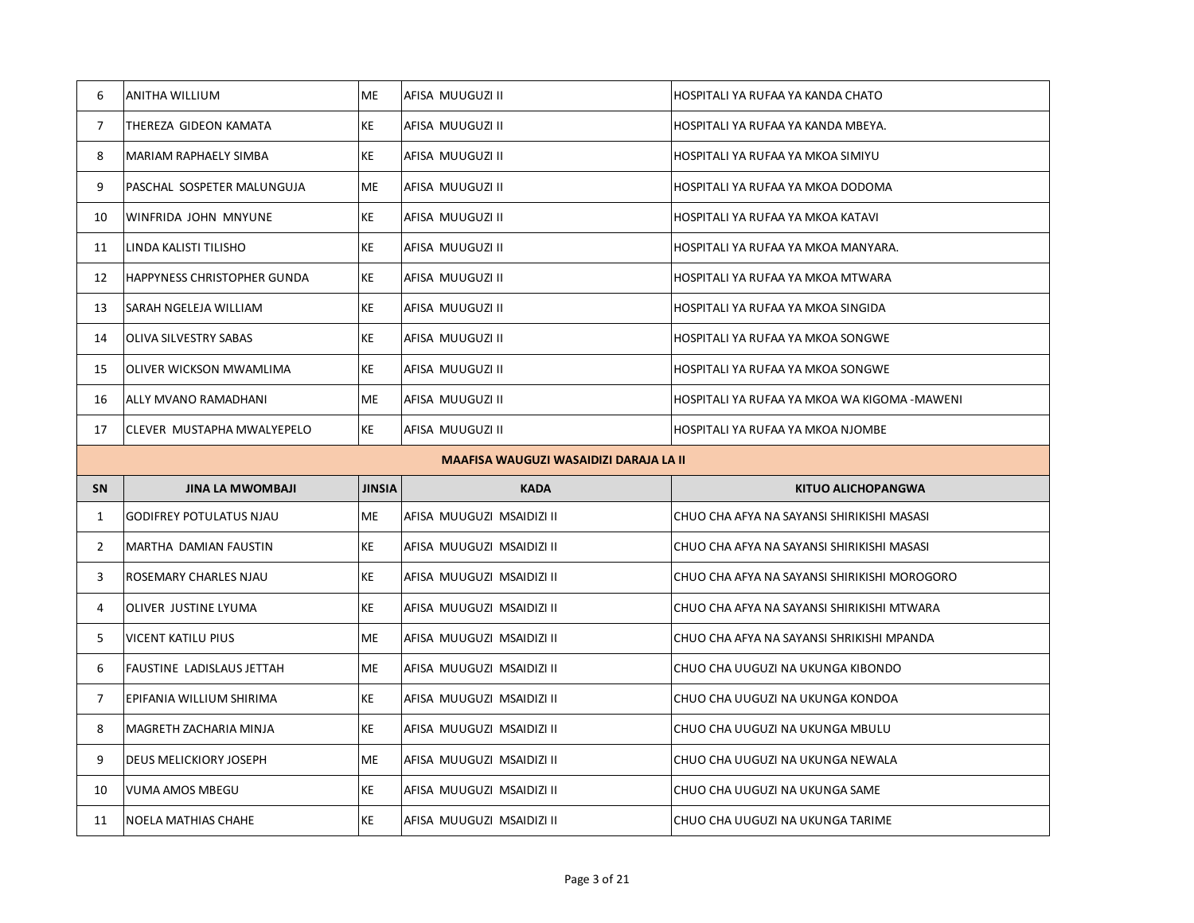| | | | | |
|---|---|---|---|---|
| 6 | ANITHA WILLIUM | ME | AFISA MUUGUZI II | HOSPITALI YA RUFAA YA KANDA CHATO |
| 7 | THEREZA GIDEON KAMATA | KE | AFISA MUUGUZI II | HOSPITALI YA RUFAA YA KANDA MBEYA. |
| 8 | MARIAM RAPHAELY SIMBA | KE | AFISA MUUGUZI II | HOSPITALI YA RUFAA YA MKOA SIMIYU |
| 9 | PASCHAL SOSPETER MALUNGUJA | ME | AFISA MUUGUZI II | HOSPITALI YA RUFAA YA MKOA DODOMA |
| 10 | WINFRIDA JOHN MNYUNE | KE | AFISA MUUGUZI II | HOSPITALI YA RUFAA YA MKOA KATAVI |
| 11 | LINDA KALISTI TILISHO | KE | AFISA MUUGUZI II | HOSPITALI YA RUFAA YA MKOA MANYARA. |
| 12 | HAPPYNESS CHRISTOPHER GUNDA | KE | AFISA MUUGUZI II | HOSPITALI YA RUFAA YA MKOA MTWARA |
| 13 | SARAH NGELEJA WILLIAM | KE | AFISA MUUGUZI II | HOSPITALI YA RUFAA YA MKOA SINGIDA |
| 14 | OLIVA SILVESTRY SABAS | KE | AFISA MUUGUZI II | HOSPITALI YA RUFAA YA MKOA SONGWE |
| 15 | OLIVER WICKSON MWAMLIMA | KE | AFISA MUUGUZI II | HOSPITALI YA RUFAA YA MKOA SONGWE |
| 16 | ALLY MVANO RAMADHANI | ME | AFISA MUUGUZI II | HOSPITALI YA RUFAA YA MKOA WA KIGOMA -MAWENI |
| 17 | CLEVER MUSTAPHA MWALYEPELO | KE | AFISA MUUGUZI II | HOSPITALI YA RUFAA YA MKOA NJOMBE |

**MAAFISA WAUGUZI WASAIDIZI DARAJA LA II**

| SN | JINA LA MWOMBAJI | JINSIA | KADA | KITUO ALICHOPANGWA |
|---|---|---|---|---|
| 1 | GODIFREY POTULATUS NJAU | ME | AFISA MUUGUZI MSAIDIZI II | CHUO CHA AFYA NA SAYANSI SHIRIKISHI MASASI |
| 2 | MARTHA DAMIAN FAUSTIN | KE | AFISA MUUGUZI MSAIDIZI II | CHUO CHA AFYA NA SAYANSI SHIRIKISHI MASASI |
| 3 | ROSEMARY CHARLES NJAU | KE | AFISA MUUGUZI MSAIDIZI II | CHUO CHA AFYA NA SAYANSI SHIRIKISHI MOROGORO |
| 4 | OLIVER JUSTINE LYUMA | KE | AFISA MUUGUZI MSAIDIZI II | CHUO CHA AFYA NA SAYANSI SHIRIKISHI MTWARA |
| 5 | VICENT KATILU PIUS | ME | AFISA MUUGUZI MSAIDIZI II | CHUO CHA AFYA NA SAYANSI SHRIKISHI MPANDA |
| 6 | FAUSTINE LADISLAUS JETTAH | ME | AFISA MUUGUZI MSAIDIZI II | CHUO CHA UUGUZI NA UKUNGA KIBONDO |
| 7 | EPIFANIA WILLIUM SHIRIMA | KE | AFISA MUUGUZI MSAIDIZI II | CHUO CHA UUGUZI NA UKUNGA KONDOA |
| 8 | MAGRETH ZACHARIA MINJA | KE | AFISA MUUGUZI MSAIDIZI II | CHUO CHA UUGUZI NA UKUNGA MBULU |
| 9 | DEUS MELICKIORY JOSEPH | ME | AFISA MUUGUZI MSAIDIZI II | CHUO CHA UUGUZI NA UKUNGA NEWALA |
| 10 | VUMA AMOS MBEGU | KE | AFISA MUUGUZI MSAIDIZI II | CHUO CHA UUGUZI NA UKUNGA SAME |
| 11 | NOELA MATHIAS CHAHE | KE | AFISA MUUGUZI MSAIDIZI II | CHUO CHA UUGUZI NA UKUNGA TARIME |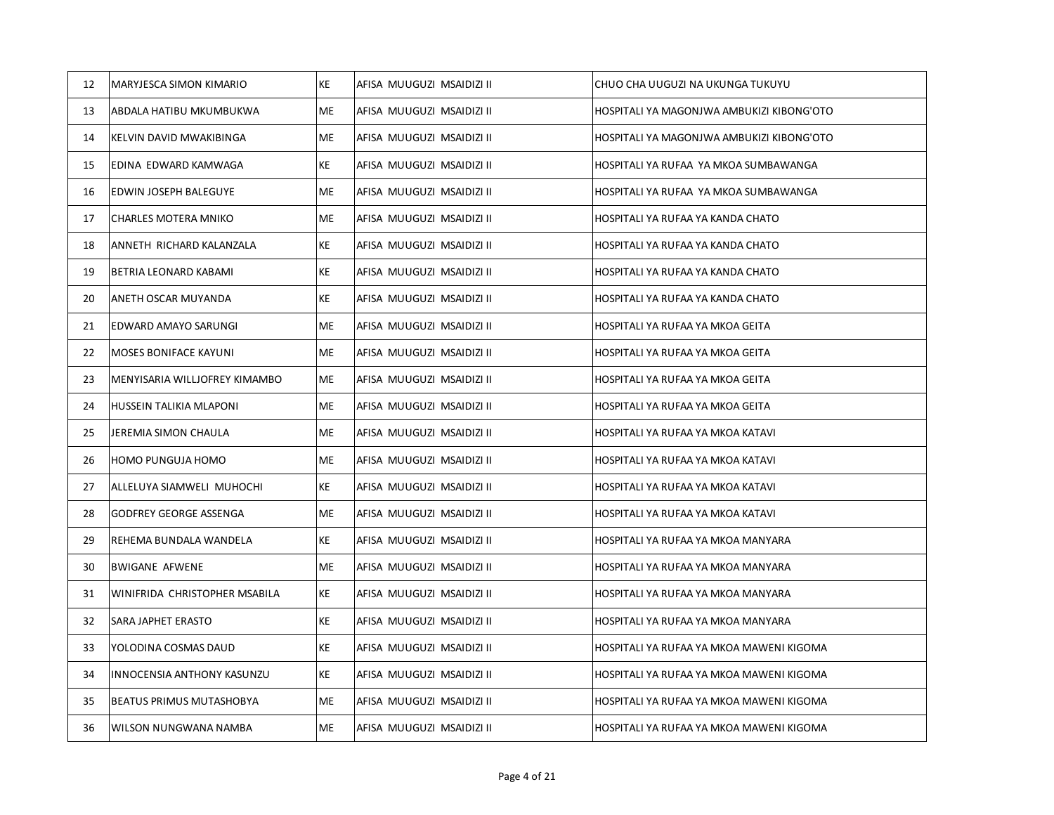| 12 | MARYJESCA SIMON KIMARIO | KE | AFISA MUUGUZI MSAIDIZI II | CHUO CHA UUGUZI NA UKUNGA TUKUYU |
|---|---|---|---|---|
| 13 | ABDALA HATIBU MKUMBUKWA | ME | AFISA MUUGUZI MSAIDIZI II | HOSPITALI YA MAGONJWA AMBUKIZI KIBONG'OTO |
| 14 | KELVIN DAVID MWAKIBINGA | ME | AFISA MUUGUZI MSAIDIZI II | HOSPITALI YA MAGONJWA AMBUKIZI KIBONG'OTO |
| 15 | EDINA EDWARD KAMWAGA | KE | AFISA MUUGUZI MSAIDIZI II | HOSPITALI YA RUFAA YA MKOA SUMBAWANGA |
| 16 | EDWIN JOSEPH BALEGUYE | ME | AFISA MUUGUZI MSAIDIZI II | HOSPITALI YA RUFAA YA MKOA SUMBAWANGA |
| 17 | CHARLES MOTERA MNIKO | ME | AFISA MUUGUZI MSAIDIZI II | HOSPITALI YA RUFAA YA KANDA CHATO |
| 18 | ANNETH RICHARD KALANZALA | KE | AFISA MUUGUZI MSAIDIZI II | HOSPITALI YA RUFAA YA KANDA CHATO |
| 19 | BETRIA LEONARD KABAMI | KE | AFISA MUUGUZI MSAIDIZI II | HOSPITALI YA RUFAA YA KANDA CHATO |
| 20 | ANETH OSCAR MUYANDA | KE | AFISA MUUGUZI MSAIDIZI II | HOSPITALI YA RUFAA YA KANDA CHATO |
| 21 | EDWARD AMAYO SARUNGI | ME | AFISA MUUGUZI MSAIDIZI II | HOSPITALI YA RUFAA YA MKOA GEITA |
| 22 | MOSES BONIFACE KAYUNI | ME | AFISA MUUGUZI MSAIDIZI II | HOSPITALI YA RUFAA YA MKOA GEITA |
| 23 | MENYISARIA WILLJOFREY KIMAMBO | ME | AFISA MUUGUZI MSAIDIZI II | HOSPITALI YA RUFAA YA MKOA GEITA |
| 24 | HUSSEIN TALIKIA MLAPONI | ME | AFISA MUUGUZI MSAIDIZI II | HOSPITALI YA RUFAA YA MKOA GEITA |
| 25 | JEREMIA SIMON CHAULA | ME | AFISA MUUGUZI MSAIDIZI II | HOSPITALI YA RUFAA YA MKOA KATAVI |
| 26 | HOMO PUNGUJA HOMO | ME | AFISA MUUGUZI MSAIDIZI II | HOSPITALI YA RUFAA YA MKOA KATAVI |
| 27 | ALLELUYA SIAMWELI MUHOCHI | KE | AFISA MUUGUZI MSAIDIZI II | HOSPITALI YA RUFAA YA MKOA KATAVI |
| 28 | GODFREY GEORGE ASSENGA | ME | AFISA MUUGUZI MSAIDIZI II | HOSPITALI YA RUFAA YA MKOA KATAVI |
| 29 | REHEMA BUNDALA WANDELA | KE | AFISA MUUGUZI MSAIDIZI II | HOSPITALI YA RUFAA YA MKOA MANYARA |
| 30 | BWIGANE AFWENE | ME | AFISA MUUGUZI MSAIDIZI II | HOSPITALI YA RUFAA YA MKOA MANYARA |
| 31 | WINIFRIDA CHRISTOPHER MSABILA | KE | AFISA MUUGUZI MSAIDIZI II | HOSPITALI YA RUFAA YA MKOA MANYARA |
| 32 | SARA JAPHET ERASTO | KE | AFISA MUUGUZI MSAIDIZI II | HOSPITALI YA RUFAA YA MKOA MANYARA |
| 33 | YOLODINA COSMAS DAUD | KE | AFISA MUUGUZI MSAIDIZI II | HOSPITALI YA RUFAA YA MKOA MAWENI KIGOMA |
| 34 | INNOCENSIA ANTHONY KASUNZU | KE | AFISA MUUGUZI MSAIDIZI II | HOSPITALI YA RUFAA YA MKOA MAWENI KIGOMA |
| 35 | BEATUS PRIMUS MUTASHOBYA | ME | AFISA MUUGUZI MSAIDIZI II | HOSPITALI YA RUFAA YA MKOA MAWENI KIGOMA |
| 36 | WILSON NUNGWANA NAMBA | ME | AFISA MUUGUZI MSAIDIZI II | HOSPITALI YA RUFAA YA MKOA MAWENI KIGOMA |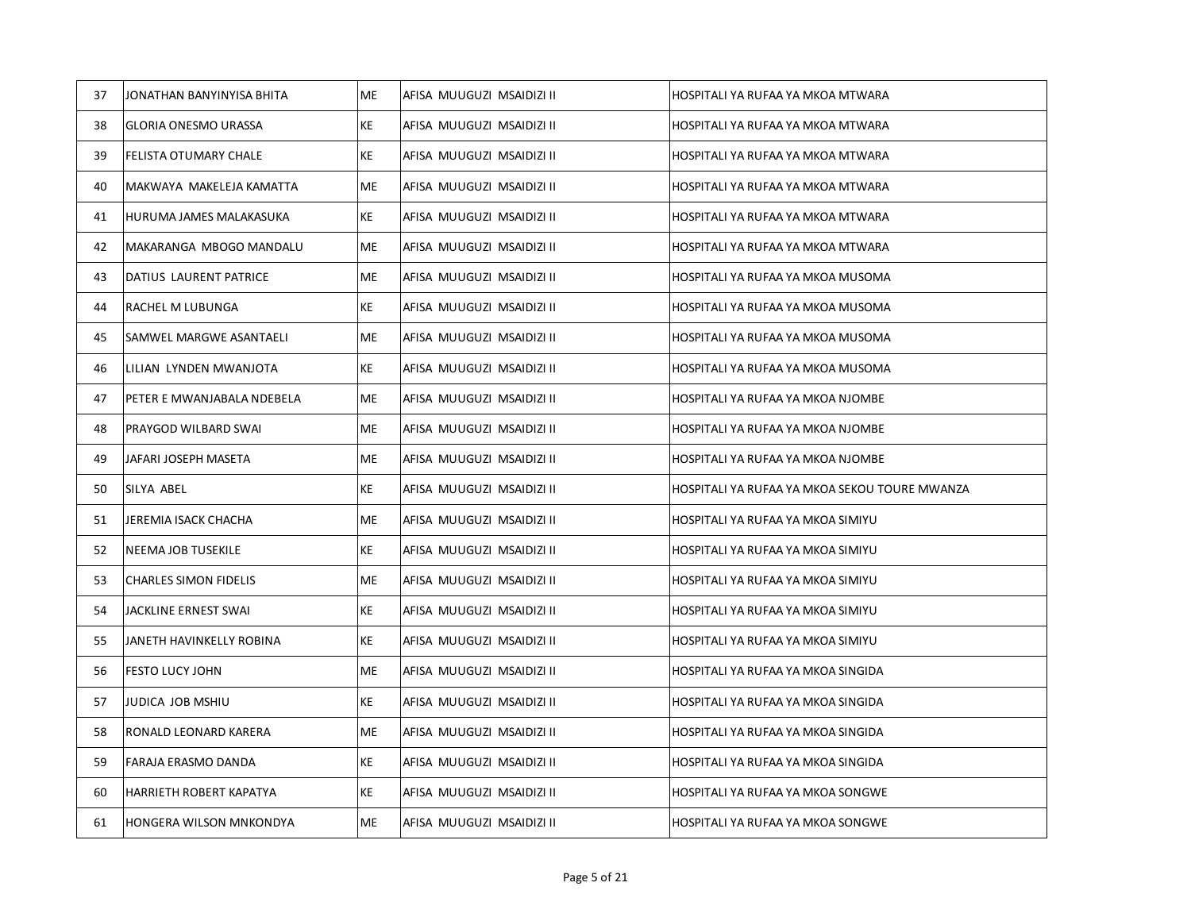| 37 | JONATHAN BANYINYISA BHITA | ME | AFISA MUUGUZI MSAIDIZI II | HOSPITALI YA RUFAA YA MKOA MTWARA |
|---|---|---|---|---|
| 38 | GLORIA ONESMO URASSA | KE | AFISA MUUGUZI MSAIDIZI II | HOSPITALI YA RUFAA YA MKOA MTWARA |
| 39 | FELISTA OTUMARY CHALE | KE | AFISA MUUGUZI MSAIDIZI II | HOSPITALI YA RUFAA YA MKOA MTWARA |
| 40 | MAKWAYA MAKELEJA KAMATTA | ME | AFISA MUUGUZI MSAIDIZI II | HOSPITALI YA RUFAA YA MKOA MTWARA |
| 41 | HURUMA JAMES MALAKASUKA | KE | AFISA MUUGUZI MSAIDIZI II | HOSPITALI YA RUFAA YA MKOA MTWARA |
| 42 | MAKARANGA MBOGO MANDALU | ME | AFISA MUUGUZI MSAIDIZI II | HOSPITALI YA RUFAA YA MKOA MTWARA |
| 43 | DATIUS LAURENT PATRICE | ME | AFISA MUUGUZI MSAIDIZI II | HOSPITALI YA RUFAA YA MKOA MUSOMA |
| 44 | RACHEL M LUBUNGA | KE | AFISA MUUGUZI MSAIDIZI II | HOSPITALI YA RUFAA YA MKOA MUSOMA |
| 45 | SAMWEL MARGWE ASANTAELI | ME | AFISA MUUGUZI MSAIDIZI II | HOSPITALI YA RUFAA YA MKOA MUSOMA |
| 46 | LILIAN LYNDEN MWANJOTA | KE | AFISA MUUGUZI MSAIDIZI II | HOSPITALI YA RUFAA YA MKOA MUSOMA |
| 47 | PETER E MWANJABALA NDEBELA | ME | AFISA MUUGUZI MSAIDIZI II | HOSPITALI YA RUFAA YA MKOA NJOMBE |
| 48 | PRAYGOD WILBARD SWAI | ME | AFISA MUUGUZI MSAIDIZI II | HOSPITALI YA RUFAA YA MKOA NJOMBE |
| 49 | JAFARI JOSEPH MASETA | ME | AFISA MUUGUZI MSAIDIZI II | HOSPITALI YA RUFAA YA MKOA NJOMBE |
| 50 | SILYA ABEL | KE | AFISA MUUGUZI MSAIDIZI II | HOSPITALI YA RUFAA YA MKOA SEKOU TOURE MWANZA |
| 51 | JEREMIA ISACK CHACHA | ME | AFISA MUUGUZI MSAIDIZI II | HOSPITALI YA RUFAA YA MKOA SIMIYU |
| 52 | NEEMA JOB TUSEKILE | KE | AFISA MUUGUZI MSAIDIZI II | HOSPITALI YA RUFAA YA MKOA SIMIYU |
| 53 | CHARLES SIMON FIDELIS | ME | AFISA MUUGUZI MSAIDIZI II | HOSPITALI YA RUFAA YA MKOA SIMIYU |
| 54 | JACKLINE ERNEST SWAI | KE | AFISA MUUGUZI MSAIDIZI II | HOSPITALI YA RUFAA YA MKOA SIMIYU |
| 55 | JANETH HAVINKELLY ROBINA | KE | AFISA MUUGUZI MSAIDIZI II | HOSPITALI YA RUFAA YA MKOA SIMIYU |
| 56 | FESTO LUCY JOHN | ME | AFISA MUUGUZI MSAIDIZI II | HOSPITALI YA RUFAA YA MKOA SINGIDA |
| 57 | JUDICA JOB MSHIU | KE | AFISA MUUGUZI MSAIDIZI II | HOSPITALI YA RUFAA YA MKOA SINGIDA |
| 58 | RONALD LEONARD KARERA | ME | AFISA MUUGUZI MSAIDIZI II | HOSPITALI YA RUFAA YA MKOA SINGIDA |
| 59 | FARAJA ERASMO DANDA | KE | AFISA MUUGUZI MSAIDIZI II | HOSPITALI YA RUFAA YA MKOA SINGIDA |
| 60 | HARRIETH ROBERT KAPATYA | KE | AFISA MUUGUZI MSAIDIZI II | HOSPITALI YA RUFAA YA MKOA SONGWE |
| 61 | HONGERA WILSON MNKONDYA | ME | AFISA MUUGUZI MSAIDIZI II | HOSPITALI YA RUFAA YA MKOA SONGWE |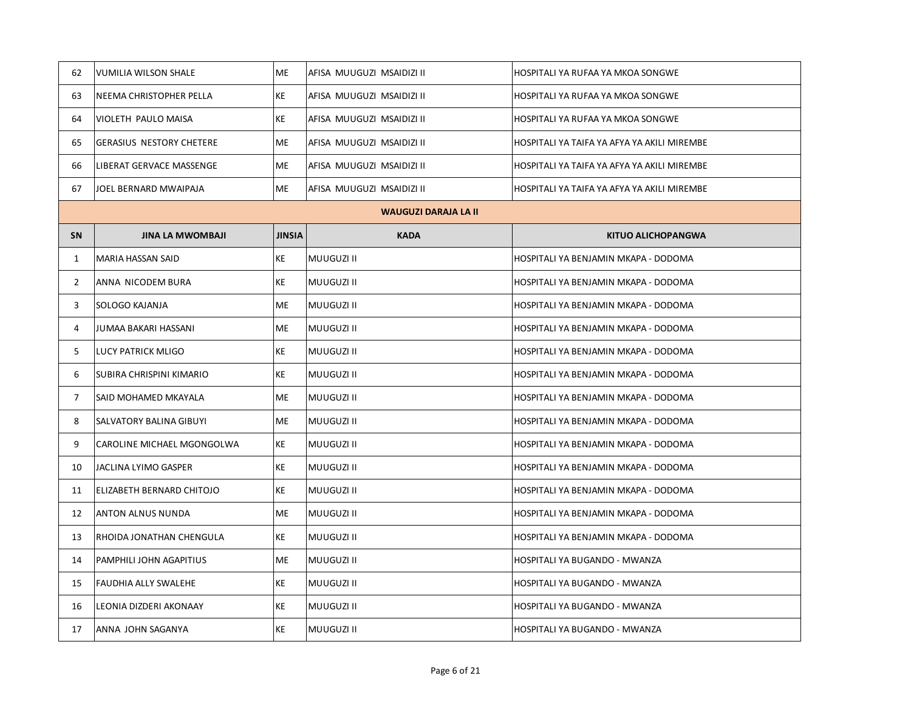| SN | JINA LA MWOMBAJI | JINSIA | KADA | KITUO ALICHOPANGWA |
|---|---|---|---|---|
| 62 | VUMILIA WILSON SHALE | ME | AFISA MUUGUZI MSAIDIZI II | HOSPITALI YA RUFAA YA MKOA SONGWE |
| 63 | NEEMA CHRISTOPHER PELLA | KE | AFISA MUUGUZI MSAIDIZI II | HOSPITALI YA RUFAA YA MKOA SONGWE |
| 64 | VIOLETH PAULO MAISA | KE | AFISA MUUGUZI MSAIDIZI II | HOSPITALI YA RUFAA YA MKOA SONGWE |
| 65 | GERASIUS NESTORY CHETERE | ME | AFISA MUUGUZI MSAIDIZI II | HOSPITALI YA TAIFA YA AFYA YA AKILI MIREMBE |
| 66 | LIBERAT GERVACE MASSENGE | ME | AFISA MUUGUZI MSAIDIZI II | HOSPITALI YA TAIFA YA AFYA YA AKILI MIREMBE |
| 67 | JOEL BERNARD MWAIPAJA | ME | AFISA MUUGUZI MSAIDIZI II | HOSPITALI YA TAIFA YA AFYA YA AKILI MIREMBE |

**WAUGUZI DARAJA LA II**

| SN | JINA LA MWOMBAJI | JINSIA | KADA | KITUO ALICHOPANGWA |
|---|---|---|---|---|
| 1 | MARIA HASSAN SAID | KE | MUUGUZI II | HOSPITALI YA BENJAMIN MKAPA - DODOMA |
| 2 | ANNA NICODEM BURA | KE | MUUGUZI II | HOSPITALI YA BENJAMIN MKAPA - DODOMA |
| 3 | SOLOGO KAJANJA | ME | MUUGUZI II | HOSPITALI YA BENJAMIN MKAPA - DODOMA |
| 4 | JUMAA BAKARI HASSANI | ME | MUUGUZI II | HOSPITALI YA BENJAMIN MKAPA - DODOMA |
| 5 | LUCY PATRICK MLIGO | KE | MUUGUZI II | HOSPITALI YA BENJAMIN MKAPA - DODOMA |
| 6 | SUBIRA CHRISPINI KIMARIO | KE | MUUGUZI II | HOSPITALI YA BENJAMIN MKAPA - DODOMA |
| 7 | SAID MOHAMED MKAYALA | ME | MUUGUZI II | HOSPITALI YA BENJAMIN MKAPA - DODOMA |
| 8 | SALVATORY BALINA GIBUYI | ME | MUUGUZI II | HOSPITALI YA BENJAMIN MKAPA - DODOMA |
| 9 | CAROLINE MICHAEL MGONGOLWA | KE | MUUGUZI II | HOSPITALI YA BENJAMIN MKAPA - DODOMA |
| 10 | JACLINA LYIMO GASPER | KE | MUUGUZI II | HOSPITALI YA BENJAMIN MKAPA - DODOMA |
| 11 | ELIZABETH BERNARD CHITOJO | KE | MUUGUZI II | HOSPITALI YA BENJAMIN MKAPA - DODOMA |
| 12 | ANTON ALNUS NUNDA | ME | MUUGUZI II | HOSPITALI YA BENJAMIN MKAPA - DODOMA |
| 13 | RHOIDA JONATHAN CHENGULA | KE | MUUGUZI II | HOSPITALI YA BENJAMIN MKAPA - DODOMA |
| 14 | PAMPHILI JOHN AGAPITIUS | ME | MUUGUZI II | HOSPITALI YA BUGANDO - MWANZA |
| 15 | FAUDHIA ALLY SWALEHE | KE | MUUGUZI II | HOSPITALI YA BUGANDO - MWANZA |
| 16 | LEONIA DIZDERI AKONAAY | KE | MUUGUZI II | HOSPITALI YA BUGANDO - MWANZA |
| 17 | ANNA JOHN SAGANYA | KE | MUUGUZI II | HOSPITALI YA BUGANDO - MWANZA |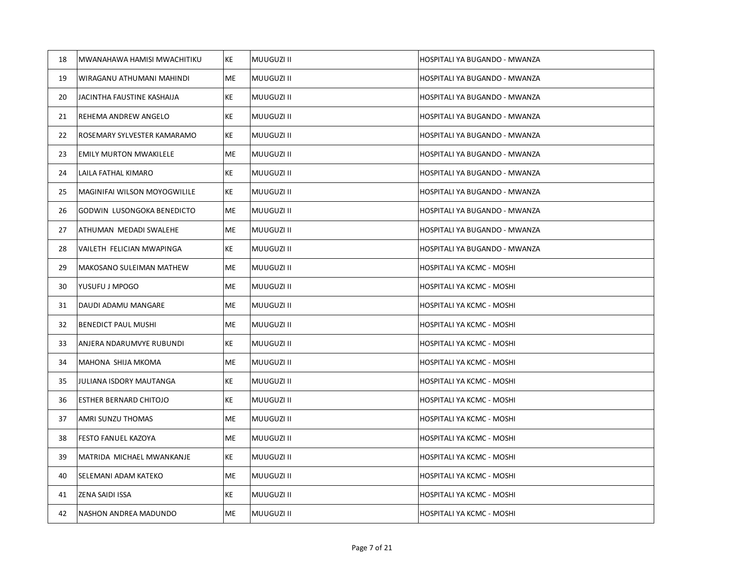| 18 | MWANAHAWA HAMISI MWACHITIKU | KE | MUUGUZI II | HOSPITALI YA BUGANDO - MWANZA |
|---|---|---|---|---|
| 19 | WIRAGANU ATHUMANI MAHINDI | ME | MUUGUZI II | HOSPITALI YA BUGANDO - MWANZA |
| 20 | JACINTHA FAUSTINE KASHAIJA | KE | MUUGUZI II | HOSPITALI YA BUGANDO - MWANZA |
| 21 | REHEMA ANDREW ANGELO | KE | MUUGUZI II | HOSPITALI YA BUGANDO - MWANZA |
| 22 | ROSEMARY SYLVESTER KAMARAMO | KE | MUUGUZI II | HOSPITALI YA BUGANDO - MWANZA |
| 23 | EMILY MURTON MWAKILELE | ME | MUUGUZI II | HOSPITALI YA BUGANDO - MWANZA |
| 24 | LAILA FATHAL KIMARO | KE | MUUGUZI II | HOSPITALI YA BUGANDO - MWANZA |
| 25 | MAGINIFAI WILSON MOYOGWILILE | KE | MUUGUZI II | HOSPITALI YA BUGANDO - MWANZA |
| 26 | GODWIN LUSONGOKA BENEDICTO | ME | MUUGUZI II | HOSPITALI YA BUGANDO - MWANZA |
| 27 | ATHUMAN MEDADI SWALEHE | ME | MUUGUZI II | HOSPITALI YA BUGANDO - MWANZA |
| 28 | VAILETH FELICIAN MWAPINGA | KE | MUUGUZI II | HOSPITALI YA BUGANDO - MWANZA |
| 29 | MAKOSANO SULEIMAN MATHEW | ME | MUUGUZI II | HOSPITALI YA KCMC - MOSHI |
| 30 | YUSUFU J MPOGO | ME | MUUGUZI II | HOSPITALI YA KCMC - MOSHI |
| 31 | DAUDI ADAMU MANGARE | ME | MUUGUZI II | HOSPITALI YA KCMC - MOSHI |
| 32 | BENEDICT PAUL MUSHI | ME | MUUGUZI II | HOSPITALI YA KCMC - MOSHI |
| 33 | ANJERA NDARUMVYE RUBUNDI | KE | MUUGUZI II | HOSPITALI YA KCMC - MOSHI |
| 34 | MAHONA SHIJA MKOMA | ME | MUUGUZI II | HOSPITALI YA KCMC - MOSHI |
| 35 | JULIANA ISDORY MAUTANGA | KE | MUUGUZI II | HOSPITALI YA KCMC - MOSHI |
| 36 | ESTHER BERNARD CHITOJO | KE | MUUGUZI II | HOSPITALI YA KCMC - MOSHI |
| 37 | AMRI SUNZU THOMAS | ME | MUUGUZI II | HOSPITALI YA KCMC - MOSHI |
| 38 | FESTO FANUEL KAZOYA | ME | MUUGUZI II | HOSPITALI YA KCMC - MOSHI |
| 39 | MATRIDA MICHAEL MWANKANJE | KE | MUUGUZI II | HOSPITALI YA KCMC - MOSHI |
| 40 | SELEMANI ADAM KATEKO | ME | MUUGUZI II | HOSPITALI YA KCMC - MOSHI |
| 41 | ZENA SAIDI ISSA | KE | MUUGUZI II | HOSPITALI YA KCMC - MOSHI |
| 42 | NASHON ANDREA MADUNDO | ME | MUUGUZI II | HOSPITALI YA KCMC - MOSHI |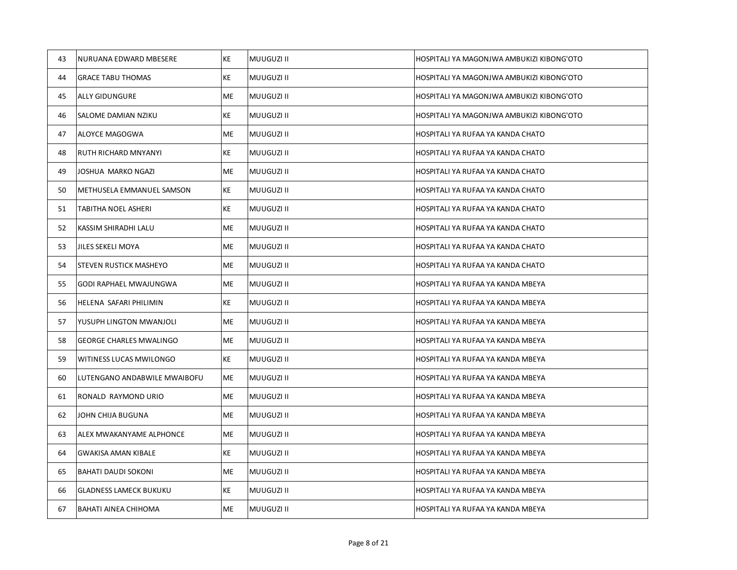| | | | | |
|---|---|---|---|---|
| 43 | NURUANA EDWARD MBESERE | KE | MUUGUZI II | HOSPITALI YA MAGONJWA AMBUKIZI KIBONG'OTO |
| 44 | GRACE TABU THOMAS | KE | MUUGUZI II | HOSPITALI YA MAGONJWA AMBUKIZI KIBONG'OTO |
| 45 | ALLY GIDUNGURE | ME | MUUGUZI II | HOSPITALI YA MAGONJWA AMBUKIZI KIBONG'OTO |
| 46 | SALOME DAMIAN NZIKU | KE | MUUGUZI II | HOSPITALI YA MAGONJWA AMBUKIZI KIBONG'OTO |
| 47 | ALOYCE MAGOGWA | ME | MUUGUZI II | HOSPITALI YA RUFAA YA KANDA CHATO |
| 48 | RUTH RICHARD MNYANYI | KE | MUUGUZI II | HOSPITALI YA RUFAA YA KANDA CHATO |
| 49 | JOSHUA MARKO NGAZI | ME | MUUGUZI II | HOSPITALI YA RUFAA YA KANDA CHATO |
| 50 | METHUSELA EMMANUEL SAMSON | KE | MUUGUZI II | HOSPITALI YA RUFAA YA KANDA CHATO |
| 51 | TABITHA NOEL ASHERI | KE | MUUGUZI II | HOSPITALI YA RUFAA YA KANDA CHATO |
| 52 | KASSIM SHIRADHI LALU | ME | MUUGUZI II | HOSPITALI YA RUFAA YA KANDA CHATO |
| 53 | JILES SEKELI MOYA | ME | MUUGUZI II | HOSPITALI YA RUFAA YA KANDA CHATO |
| 54 | STEVEN RUSTICK MASHEYO | ME | MUUGUZI II | HOSPITALI YA RUFAA YA KANDA CHATO |
| 55 | GODI RAPHAEL MWAJUNGWA | ME | MUUGUZI II | HOSPITALI YA RUFAA YA KANDA MBEYA |
| 56 | HELENA SAFARI PHILIMIN | KE | MUUGUZI II | HOSPITALI YA RUFAA YA KANDA MBEYA |
| 57 | YUSUPH LINGTON MWANJOLI | ME | MUUGUZI II | HOSPITALI YA RUFAA YA KANDA MBEYA |
| 58 | GEORGE CHARLES MWALINGO | ME | MUUGUZI II | HOSPITALI YA RUFAA YA KANDA MBEYA |
| 59 | WITINESS LUCAS MWILONGO | KE | MUUGUZI II | HOSPITALI YA RUFAA YA KANDA MBEYA |
| 60 | LUTENGANO ANDABWILE MWAIBOFU | ME | MUUGUZI II | HOSPITALI YA RUFAA YA KANDA MBEYA |
| 61 | RONALD RAYMOND URIO | ME | MUUGUZI II | HOSPITALI YA RUFAA YA KANDA MBEYA |
| 62 | JOHN CHIJA BUGUNA | ME | MUUGUZI II | HOSPITALI YA RUFAA YA KANDA MBEYA |
| 63 | ALEX MWAKANYAME ALPHONCE | ME | MUUGUZI II | HOSPITALI YA RUFAA YA KANDA MBEYA |
| 64 | GWAKISA AMAN KIBALE | KE | MUUGUZI II | HOSPITALI YA RUFAA YA KANDA MBEYA |
| 65 | BAHATI DAUDI SOKONI | ME | MUUGUZI II | HOSPITALI YA RUFAA YA KANDA MBEYA |
| 66 | GLADNESS LAMECK BUKUKU | KE | MUUGUZI II | HOSPITALI YA RUFAA YA KANDA MBEYA |
| 67 | BAHATI AINEA CHIHOMA | ME | MUUGUZI II | HOSPITALI YA RUFAA YA KANDA MBEYA |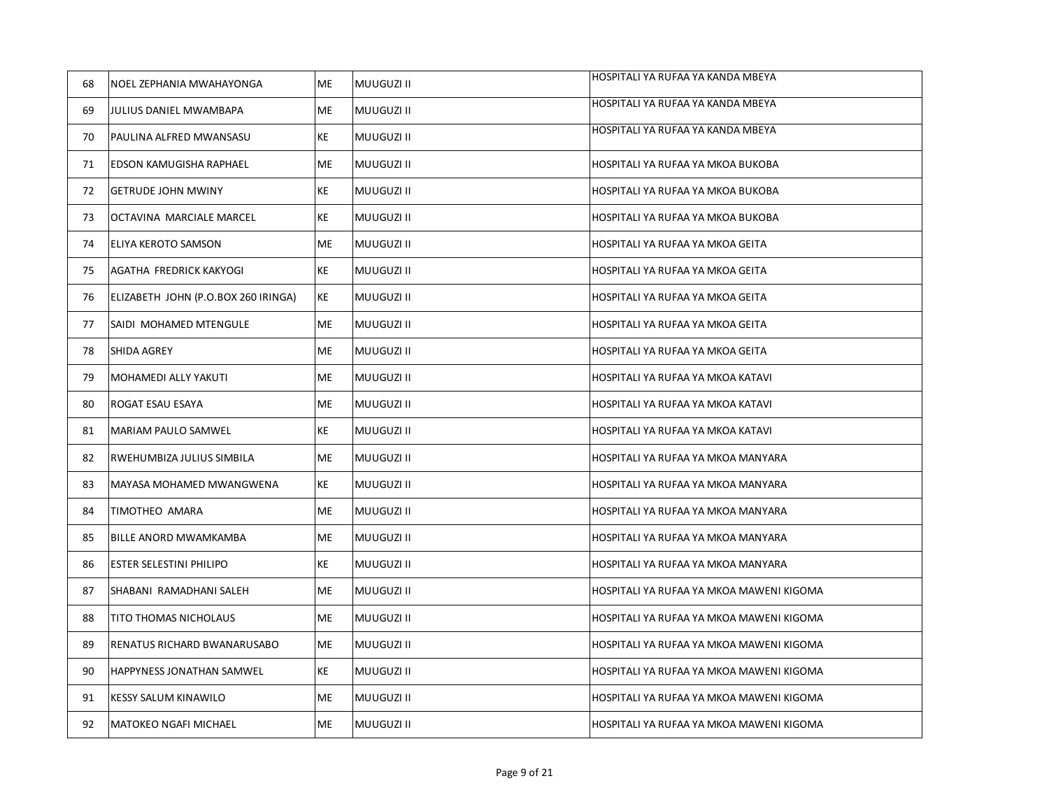| | | | | |
|---|---|---|---|---|
| 68 | NOEL ZEPHANIA MWAHAYONGA | ME | MUUGUZI II | HOSPITALI YA RUFAA YA KANDA MBEYA |
| 69 | JULIUS DANIEL MWAMBAPA | ME | MUUGUZI II | HOSPITALI YA RUFAA YA KANDA MBEYA |
| 70 | PAULINA ALFRED MWANSASU | KE | MUUGUZI II | HOSPITALI YA RUFAA YA KANDA MBEYA |
| 71 | EDSON KAMUGISHA RAPHAEL | ME | MUUGUZI II | HOSPITALI YA RUFAA YA MKOA BUKOBA |
| 72 | GETRUDE JOHN MWINY | KE | MUUGUZI II | HOSPITALI YA RUFAA YA MKOA BUKOBA |
| 73 | OCTAVINA MARCIALE MARCEL | KE | MUUGUZI II | HOSPITALI YA RUFAA YA MKOA BUKOBA |
| 74 | ELIYA KEROTO SAMSON | ME | MUUGUZI II | HOSPITALI YA RUFAA YA MKOA GEITA |
| 75 | AGATHA FREDRICK KAKYOGI | KE | MUUGUZI II | HOSPITALI YA RUFAA YA MKOA GEITA |
| 76 | ELIZABETH JOHN (P.O.BOX 260 IRINGA) | KE | MUUGUZI II | HOSPITALI YA RUFAA YA MKOA GEITA |
| 77 | SAIDI MOHAMED MTENGULE | ME | MUUGUZI II | HOSPITALI YA RUFAA YA MKOA GEITA |
| 78 | SHIDA AGREY | ME | MUUGUZI II | HOSPITALI YA RUFAA YA MKOA GEITA |
| 79 | MOHAMEDI ALLY YAKUTI | ME | MUUGUZI II | HOSPITALI YA RUFAA YA MKOA KATAVI |
| 80 | ROGAT ESAU ESAYA | ME | MUUGUZI II | HOSPITALI YA RUFAA YA MKOA KATAVI |
| 81 | MARIAM PAULO SAMWEL | KE | MUUGUZI II | HOSPITALI YA RUFAA YA MKOA KATAVI |
| 82 | RWEHUMBIZA JULIUS SIMBILA | ME | MUUGUZI II | HOSPITALI YA RUFAA YA MKOA MANYARA |
| 83 | MAYASA MOHAMED MWANGWENA | KE | MUUGUZI II | HOSPITALI YA RUFAA YA MKOA MANYARA |
| 84 | TIMOTHEO AMARA | ME | MUUGUZI II | HOSPITALI YA RUFAA YA MKOA MANYARA |
| 85 | BILLE ANORD MWAMKAMBA | ME | MUUGUZI II | HOSPITALI YA RUFAA YA MKOA MANYARA |
| 86 | ESTER SELESTINI PHILIPO | KE | MUUGUZI II | HOSPITALI YA RUFAA YA MKOA MANYARA |
| 87 | SHABANI RAMADHANI SALEH | ME | MUUGUZI II | HOSPITALI YA RUFAA YA MKOA MAWENI KIGOMA |
| 88 | TITO THOMAS NICHOLAUS | ME | MUUGUZI II | HOSPITALI YA RUFAA YA MKOA MAWENI KIGOMA |
| 89 | RENATUS RICHARD BWANARUSABO | ME | MUUGUZI II | HOSPITALI YA RUFAA YA MKOA MAWENI KIGOMA |
| 90 | HAPPYNESS JONATHAN SAMWEL | KE | MUUGUZI II | HOSPITALI YA RUFAA YA MKOA MAWENI KIGOMA |
| 91 | KESSY SALUM KINAWILO | ME | MUUGUZI II | HOSPITALI YA RUFAA YA MKOA MAWENI KIGOMA |
| 92 | MATOKEO NGAFI MICHAEL | ME | MUUGUZI II | HOSPITALI YA RUFAA YA MKOA MAWENI KIGOMA |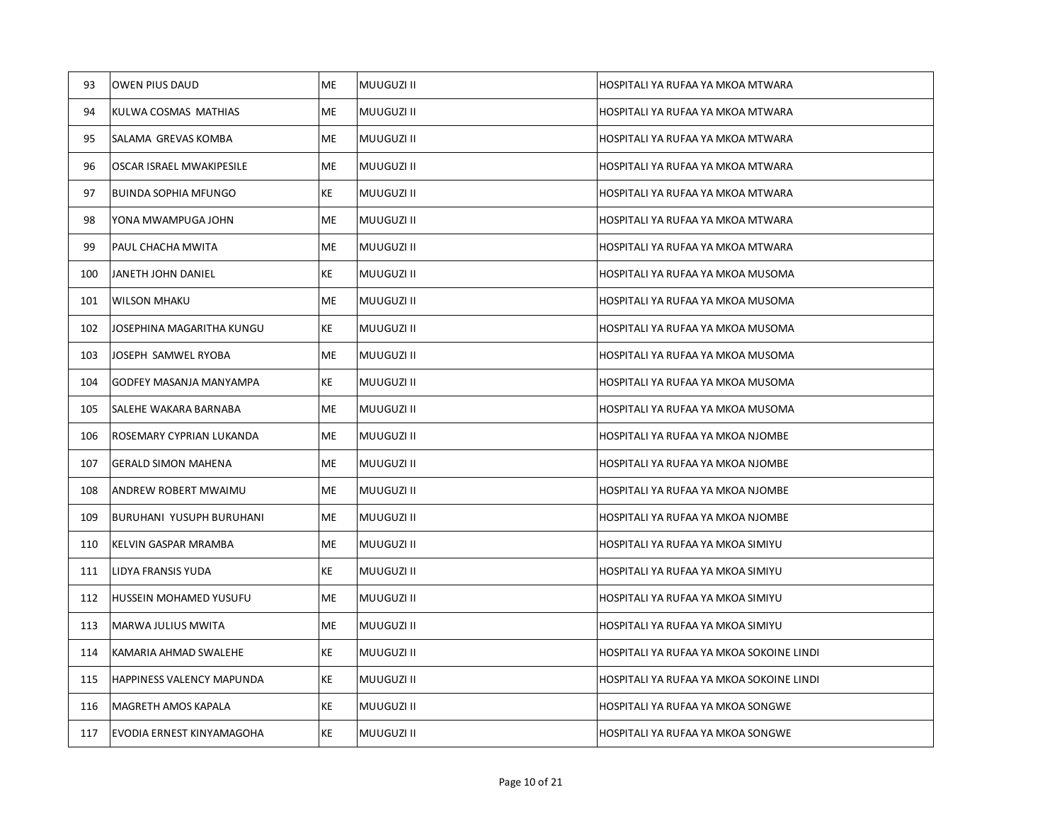| 93 | OWEN PIUS DAUD | ME | MUUGUZI II | HOSPITALI YA RUFAA YA MKOA MTWARA |
|---|---|---|---|---|
| 94 | KULWA COSMAS MATHIAS | ME | MUUGUZI II | HOSPITALI YA RUFAA YA MKOA MTWARA |
| 95 | SALAMA GREVAS KOMBA | ME | MUUGUZI II | HOSPITALI YA RUFAA YA MKOA MTWARA |
| 96 | OSCAR ISRAEL MWAKIPESILE | ME | MUUGUZI II | HOSPITALI YA RUFAA YA MKOA MTWARA |
| 97 | BUINDA SOPHIA MFUNGO | KE | MUUGUZI II | HOSPITALI YA RUFAA YA MKOA MTWARA |
| 98 | YONA MWAMPUGA JOHN | ME | MUUGUZI II | HOSPITALI YA RUFAA YA MKOA MTWARA |
| 99 | PAUL CHACHA MWITA | ME | MUUGUZI II | HOSPITALI YA RUFAA YA MKOA MTWARA |
| 100 | JANETH JOHN DANIEL | KE | MUUGUZI II | HOSPITALI YA RUFAA YA MKOA MUSOMA |
| 101 | WILSON MHAKU | ME | MUUGUZI II | HOSPITALI YA RUFAA YA MKOA MUSOMA |
| 102 | JOSEPHINA MAGARITHA KUNGU | KE | MUUGUZI II | HOSPITALI YA RUFAA YA MKOA MUSOMA |
| 103 | JOSEPH SAMWEL RYOBA | ME | MUUGUZI II | HOSPITALI YA RUFAA YA MKOA MUSOMA |
| 104 | GODFEY MASANJA MANYAMPA | KE | MUUGUZI II | HOSPITALI YA RUFAA YA MKOA MUSOMA |
| 105 | SALEHE WAKARA BARNABA | ME | MUUGUZI II | HOSPITALI YA RUFAA YA MKOA MUSOMA |
| 106 | ROSEMARY CYPRIAN LUKANDA | ME | MUUGUZI II | HOSPITALI YA RUFAA YA MKOA NJOMBE |
| 107 | GERALD SIMON MAHENA | ME | MUUGUZI II | HOSPITALI YA RUFAA YA MKOA NJOMBE |
| 108 | ANDREW ROBERT MWAIMU | ME | MUUGUZI II | HOSPITALI YA RUFAA YA MKOA NJOMBE |
| 109 | BURUHANI YUSUPH BURUHANI | ME | MUUGUZI II | HOSPITALI YA RUFAA YA MKOA NJOMBE |
| 110 | KELVIN GASPAR MRAMBA | ME | MUUGUZI II | HOSPITALI YA RUFAA YA MKOA SIMIYU |
| 111 | LIDYA FRANSIS YUDA | KE | MUUGUZI II | HOSPITALI YA RUFAA YA MKOA SIMIYU |
| 112 | HUSSEIN MOHAMED YUSUFU | ME | MUUGUZI II | HOSPITALI YA RUFAA YA MKOA SIMIYU |
| 113 | MARWA JULIUS MWITA | ME | MUUGUZI II | HOSPITALI YA RUFAA YA MKOA SIMIYU |
| 114 | KAMARIA AHMAD SWALEHE | KE | MUUGUZI II | HOSPITALI YA RUFAA YA MKOA SOKOINE LINDI |
| 115 | HAPPINESS VALENCY MAPUNDA | KE | MUUGUZI II | HOSPITALI YA RUFAA YA MKOA SOKOINE LINDI |
| 116 | MAGRETH AMOS KAPALA | KE | MUUGUZI II | HOSPITALI YA RUFAA YA MKOA SONGWE |
| 117 | EVODIA ERNEST KINYAMAGOHA | KE | MUUGUZI II | HOSPITALI YA RUFAA YA MKOA SONGWE |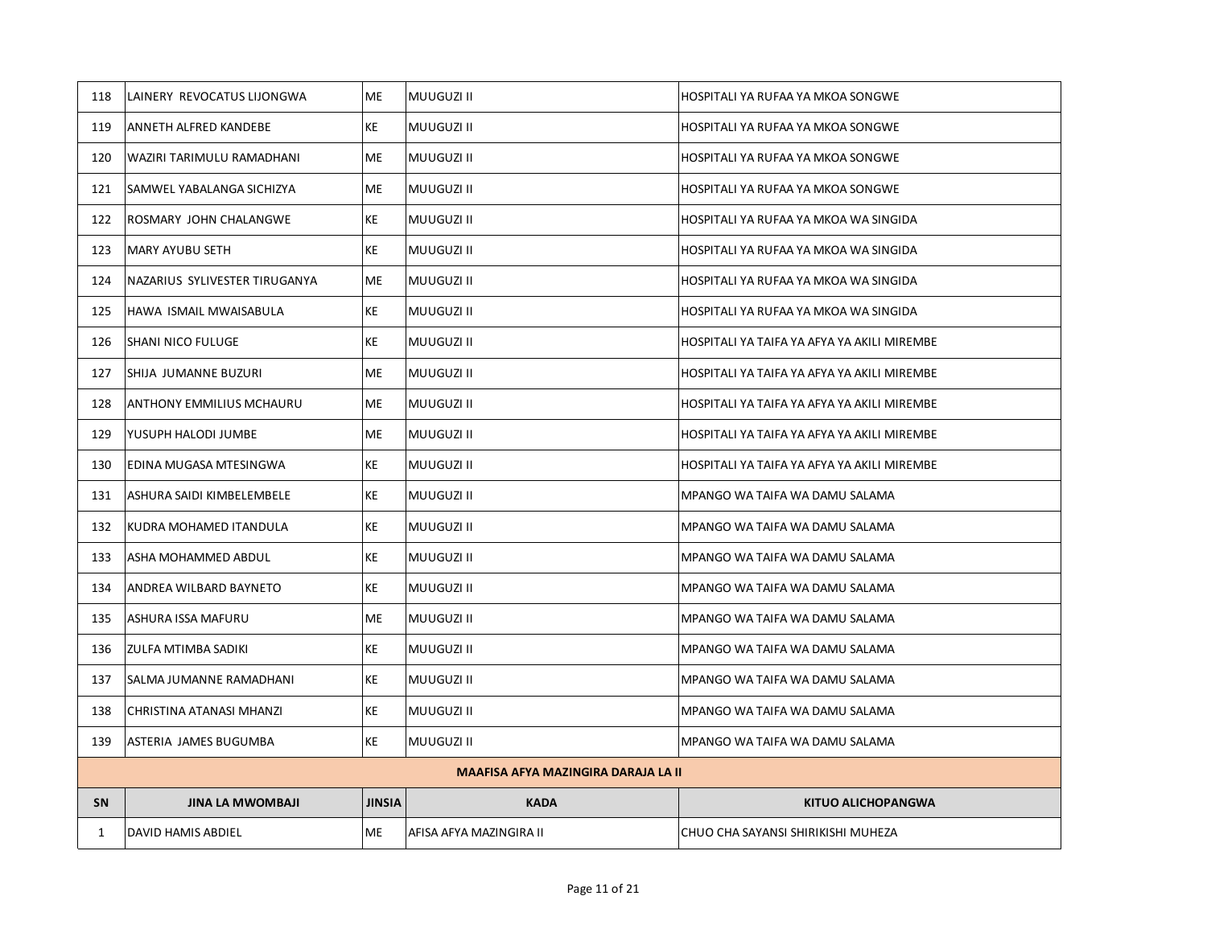| | | | | |
|---|---|---|---|---|
| 118 | LAINERY REVOCATUS LIJONGWA | ME | MUUGUZI II | HOSPITALI YA RUFAA YA MKOA SONGWE |
| 119 | ANNETH ALFRED KANDEBE | KE | MUUGUZI II | HOSPITALI YA RUFAA YA MKOA SONGWE |
| 120 | WAZIRI TARIMULU RAMADHANI | ME | MUUGUZI II | HOSPITALI YA RUFAA YA MKOA SONGWE |
| 121 | SAMWEL YABALANGA SICHIZYA | ME | MUUGUZI II | HOSPITALI YA RUFAA YA MKOA SONGWE |
| 122 | ROSMARY JOHN CHALANGWE | KE | MUUGUZI II | HOSPITALI YA RUFAA YA MKOA WA SINGIDA |
| 123 | MARY AYUBU SETH | KE | MUUGUZI II | HOSPITALI YA RUFAA YA MKOA WA SINGIDA |
| 124 | NAZARIUS SYLIVESTER TIRUGANYA | ME | MUUGUZI II | HOSPITALI YA RUFAA YA MKOA WA SINGIDA |
| 125 | HAWA ISMAIL MWAISABULA | KE | MUUGUZI II | HOSPITALI YA RUFAA YA MKOA WA SINGIDA |
| 126 | SHANI NICO FULUGE | KE | MUUGUZI II | HOSPITALI YA TAIFA YA AFYA YA AKILI MIREMBE |
| 127 | SHIJA JUMANNE BUZURI | ME | MUUGUZI II | HOSPITALI YA TAIFA YA AFYA YA AKILI MIREMBE |
| 128 | ANTHONY EMMILIUS MCHAURU | ME | MUUGUZI II | HOSPITALI YA TAIFA YA AFYA YA AKILI MIREMBE |
| 129 | YUSUPH HALODI JUMBE | ME | MUUGUZI II | HOSPITALI YA TAIFA YA AFYA YA AKILI MIREMBE |
| 130 | EDINA MUGASA MTESINGWA | KE | MUUGUZI II | HOSPITALI YA TAIFA YA AFYA YA AKILI MIREMBE |
| 131 | ASHURA SAIDI KIMBELEMBELE | KE | MUUGUZI II | MPANGO WA TAIFA WA DAMU SALAMA |
| 132 | KUDRA MOHAMED ITANDULA | KE | MUUGUZI II | MPANGO WA TAIFA WA DAMU SALAMA |
| 133 | ASHA MOHAMMED ABDUL | KE | MUUGUZI II | MPANGO WA TAIFA WA DAMU SALAMA |
| 134 | ANDREA WILBARD BAYNETO | KE | MUUGUZI II | MPANGO WA TAIFA WA DAMU SALAMA |
| 135 | ASHURA ISSA MAFURU | ME | MUUGUZI II | MPANGO WA TAIFA WA DAMU SALAMA |
| 136 | ZULFA MTIMBA SADIKI | KE | MUUGUZI II | MPANGO WA TAIFA WA DAMU SALAMA |
| 137 | SALMA JUMANNE RAMADHANI | KE | MUUGUZI II | MPANGO WA TAIFA WA DAMU SALAMA |
| 138 | CHRISTINA ATANASI MHANZI | KE | MUUGUZI II | MPANGO WA TAIFA WA DAMU SALAMA |
| 139 | ASTERIA JAMES BUGUMBA | KE | MUUGUZI II | MPANGO WA TAIFA WA DAMU SALAMA |

**MAAFISA AFYA MAZINGIRA DARAJA LA II**

| SN | JINA LA MWOMBAJI | JINSIA | KADA | KITUO ALICHOPANGWA |
|---|---|---|---|---|
| 1 | DAVID HAMIS ABDIEL | ME | AFISA AFYA MAZINGIRA II | CHUO CHA SAYANSI SHIRIKISHI MUHEZA |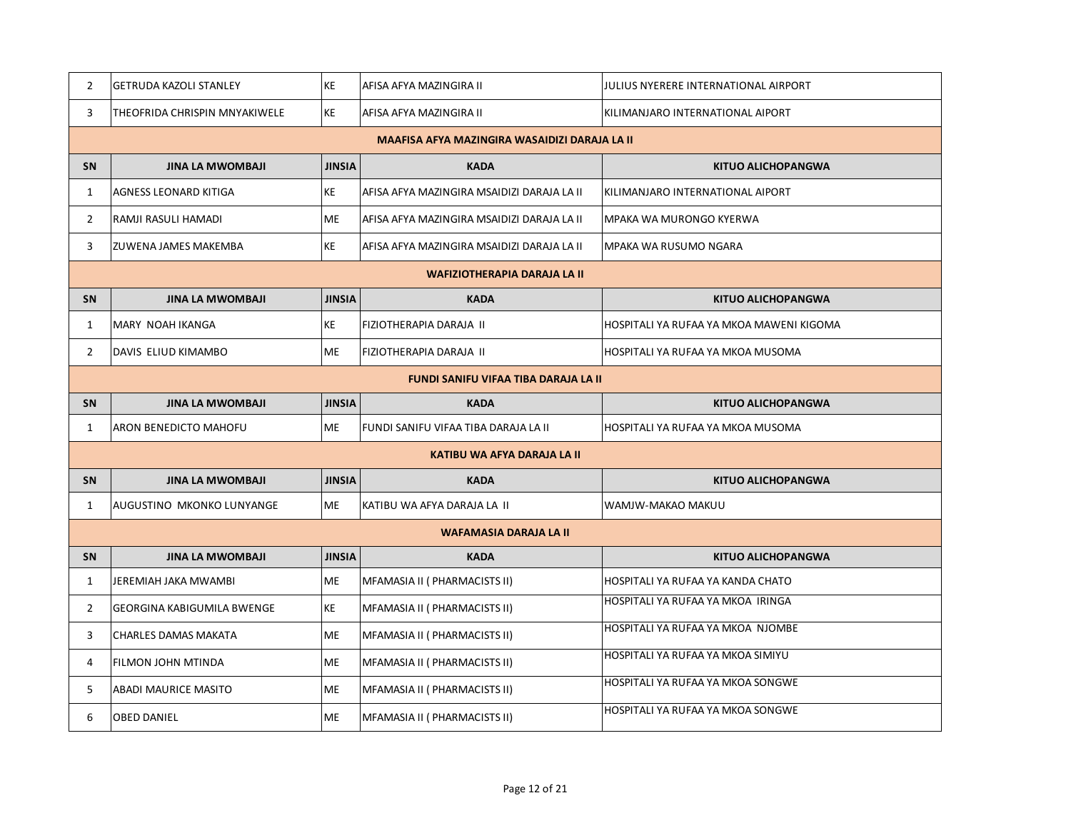| SN | JINA LA MWOMBAJI | JINSIA | KADA | KITUO ALICHOPANGWA |
|---|---|---|---|---|
| 2 | GETRUDA KAZOLI STANLEY | KE | AFISA AFYA MAZINGIRA II | JULIUS NYERERE INTERNATIONAL AIRPORT |
| 3 | THEOFRIDA CHRISPIN MNYAKIWELE | KE | AFISA AFYA MAZINGIRA II | KILIMANJARO INTERNATIONAL AIPORT |

**MAAFISA AFYA MAZINGIRA WASAIDIZI DARAJA LA II**

| SN | JINA LA MWOMBAJI | JINSIA | KADA | KITUO ALICHOPANGWA |
|---|---|---|---|---|
| 1 | AGNESS LEONARD KITIGA | KE | AFISA AFYA MAZINGIRA MSAIDIZI DARAJA LA II | KILIMANJARO INTERNATIONAL AIPORT |
| 2 | RAMJI RASULI HAMADI | ME | AFISA AFYA MAZINGIRA MSAIDIZI DARAJA LA II | MPAKA WA MURONGO KYERWA |
| 3 | ZUWENA JAMES MAKEMBA | KE | AFISA AFYA MAZINGIRA MSAIDIZI DARAJA LA II | MPAKA WA RUSUMO NGARA |

**WAFIZIOTHERAPIA DARAJA LA II**

| SN | JINA LA MWOMBAJI | JINSIA | KADA | KITUO ALICHOPANGWA |
|---|---|---|---|---|
| 1 | MARY NOAH IKANGA | KE | FIZIOTHERAPIA DARAJA II | HOSPITALI YA RUFAA YA MKOA MAWENI KIGOMA |
| 2 | DAVIS ELIUD KIMAMBO | ME | FIZIOTHERAPIA DARAJA II | HOSPITALI YA RUFAA YA MKOA MUSOMA |

**FUNDI SANIFU VIFAA TIBA DARAJA LA II**

| SN | JINA LA MWOMBAJI | JINSIA | KADA | KITUO ALICHOPANGWA |
|---|---|---|---|---|
| 1 | ARON BENEDICTO MAHOFU | ME | FUNDI SANIFU VIFAA TIBA DARAJA LA II | HOSPITALI YA RUFAA YA MKOA MUSOMA |

**KATIBU WA AFYA DARAJA LA II**

| SN | JINA LA MWOMBAJI | JINSIA | KADA | KITUO ALICHOPANGWA |
|---|---|---|---|---|
| 1 | AUGUSTINO MKONKO LUNYANGE | ME | KATIBU WA AFYA DARAJA LA II | WAMJW-MAKAO MAKUU |

**WAFAMASIA DARAJA LA II**

| SN | JINA LA MWOMBAJI | JINSIA | KADA | KITUO ALICHOPANGWA |
|---|---|---|---|---|
| 1 | JEREMIAH JAKA MWAMBI | ME | MFAMASIA II ( PHARMACISTS II) | HOSPITALI YA RUFAA YA KANDA CHATO |
| 2 | GEORGINA KABIGUMILA BWENGE | KE | MFAMASIA II ( PHARMACISTS II) | HOSPITALI YA RUFAA YA MKOA IRINGA |
| 3 | CHARLES DAMAS MAKATA | ME | MFAMASIA II ( PHARMACISTS II) | HOSPITALI YA RUFAA YA MKOA NJOMBE |
| 4 | FILMON JOHN MTINDA | ME | MFAMASIA II ( PHARMACISTS II) | HOSPITALI YA RUFAA YA MKOA SIMIYU |
| 5 | ABADI MAURICE MASITO | ME | MFAMASIA II ( PHARMACISTS II) | HOSPITALI YA RUFAA YA MKOA SONGWE |
| 6 | OBED DANIEL | ME | MFAMASIA II ( PHARMACISTS II) | HOSPITALI YA RUFAA YA MKOA SONGWE |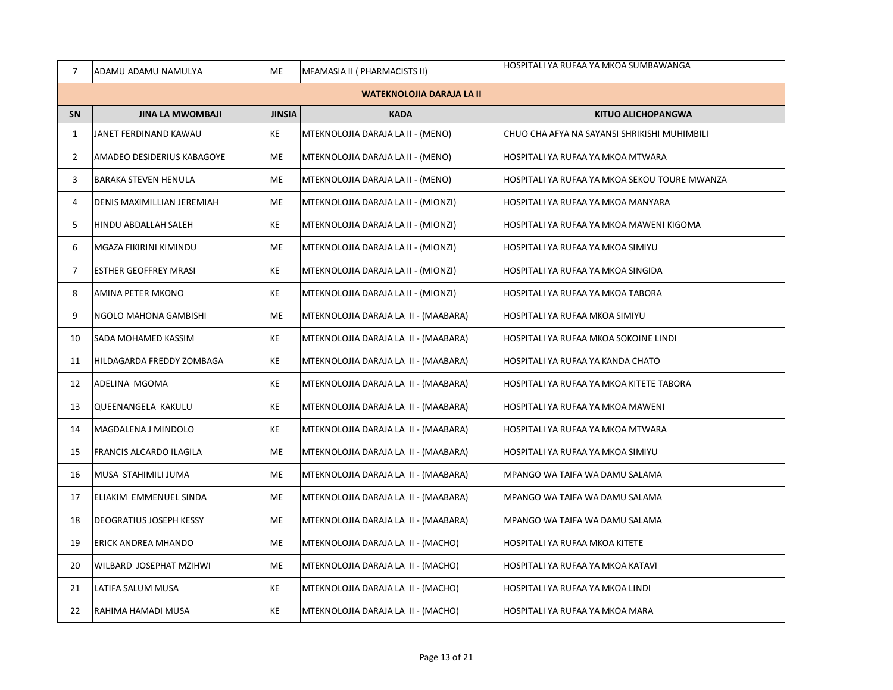| 7 | ADAMU ADAMU NAMULYA | ME | MFAMASIA II ( PHARMACISTS II) | HOSPITALI YA RUFAA YA MKOA SUMBAWANGA |
|---|---|---|---|---|

**WATEKNOLOJIA DARAJA LA II**

| SN | JINA LA MWOMBAJI | JINSIA | KADA | KITUO ALICHOPANGWA |
|---|---|---|---|---|
| 1 | JANET FERDINAND KAWAU | KE | MTEKNOLOJIA DARAJA LA II - (MENO) | CHUO CHA AFYA NA SAYANSI SHRIKISHI MUHIMBILI |
| 2 | AMADEO DESIDERIUS KABAGOYE | ME | MTEKNOLOJIA DARAJA LA II - (MENO) | HOSPITALI YA RUFAA YA MKOA MTWARA |
| 3 | BARAKA STEVEN HENULA | ME | MTEKNOLOJIA DARAJA LA II - (MENO) | HOSPITALI YA RUFAA YA MKOA SEKOU TOURE MWANZA |
| 4 | DENIS MAXIMILLIAN JEREMIAH | ME | MTEKNOLOJIA DARAJA LA II - (MIONZI) | HOSPITALI YA RUFAA YA MKOA MANYARA |
| 5 | HINDU ABDALLAH SALEH | KE | MTEKNOLOJIA DARAJA LA II - (MIONZI) | HOSPITALI YA RUFAA YA MKOA MAWENI KIGOMA |
| 6 | MGAZA FIKIRINI KIMINDU | ME | MTEKNOLOJIA DARAJA LA II - (MIONZI) | HOSPITALI YA RUFAA YA MKOA SIMIYU |
| 7 | ESTHER GEOFFREY MRASI | KE | MTEKNOLOJIA DARAJA LA II - (MIONZI) | HOSPITALI YA RUFAA YA MKOA SINGIDA |
| 8 | AMINA PETER MKONO | KE | MTEKNOLOJIA DARAJA LA II - (MIONZI) | HOSPITALI YA RUFAA YA MKOA TABORA |
| 9 | NGOLO MAHONA GAMBISHI | ME | MTEKNOLOJIA DARAJA LA II - (MAABARA) | HOSPITALI YA RUFAA MKOA SIMIYU |
| 10 | SADA MOHAMED KASSIM | KE | MTEKNOLOJIA DARAJA LA II - (MAABARA) | HOSPITALI YA RUFAA MKOA SOKOINE LINDI |
| 11 | HILDAGARDA FREDDY ZOMBAGA | KE | MTEKNOLOJIA DARAJA LA II - (MAABARA) | HOSPITALI YA RUFAA YA KANDA CHATO |
| 12 | ADELINA MGOMA | KE | MTEKNOLOJIA DARAJA LA II - (MAABARA) | HOSPITALI YA RUFAA YA MKOA KITETE TABORA |
| 13 | QUEENANGELA KAKULU | KE | MTEKNOLOJIA DARAJA LA II - (MAABARA) | HOSPITALI YA RUFAA YA MKOA MAWENI |
| 14 | MAGDALENA J MINDOLO | KE | MTEKNOLOJIA DARAJA LA II - (MAABARA) | HOSPITALI YA RUFAA YA MKOA MTWARA |
| 15 | FRANCIS ALCARDO ILAGILA | ME | MTEKNOLOJIA DARAJA LA II - (MAABARA) | HOSPITALI YA RUFAA YA MKOA SIMIYU |
| 16 | MUSA STAHIMILI JUMA | ME | MTEKNOLOJIA DARAJA LA II - (MAABARA) | MPANGO WA TAIFA WA DAMU SALAMA |
| 17 | ELIAKIM EMMENUEL SINDA | ME | MTEKNOLOJIA DARAJA LA II - (MAABARA) | MPANGO WA TAIFA WA DAMU SALAMA |
| 18 | DEOGRATIUS JOSEPH KESSY | ME | MTEKNOLOJIA DARAJA LA II - (MAABARA) | MPANGO WA TAIFA WA DAMU SALAMA |
| 19 | ERICK ANDREA MHANDO | ME | MTEKNOLOJIA DARAJA LA II - (MACHO) | HOSPITALI YA RUFAA MKOA KITETE |
| 20 | WILBARD JOSEPHAT MZIHWI | ME | MTEKNOLOJIA DARAJA LA II - (MACHO) | HOSPITALI YA RUFAA YA MKOA KATAVI |
| 21 | LATIFA SALUM MUSA | KE | MTEKNOLOJIA DARAJA LA II - (MACHO) | HOSPITALI YA RUFAA YA MKOA LINDI |
| 22 | RAHIMA HAMADI MUSA | KE | MTEKNOLOJIA DARAJA LA II - (MACHO) | HOSPITALI YA RUFAA YA MKOA MARA |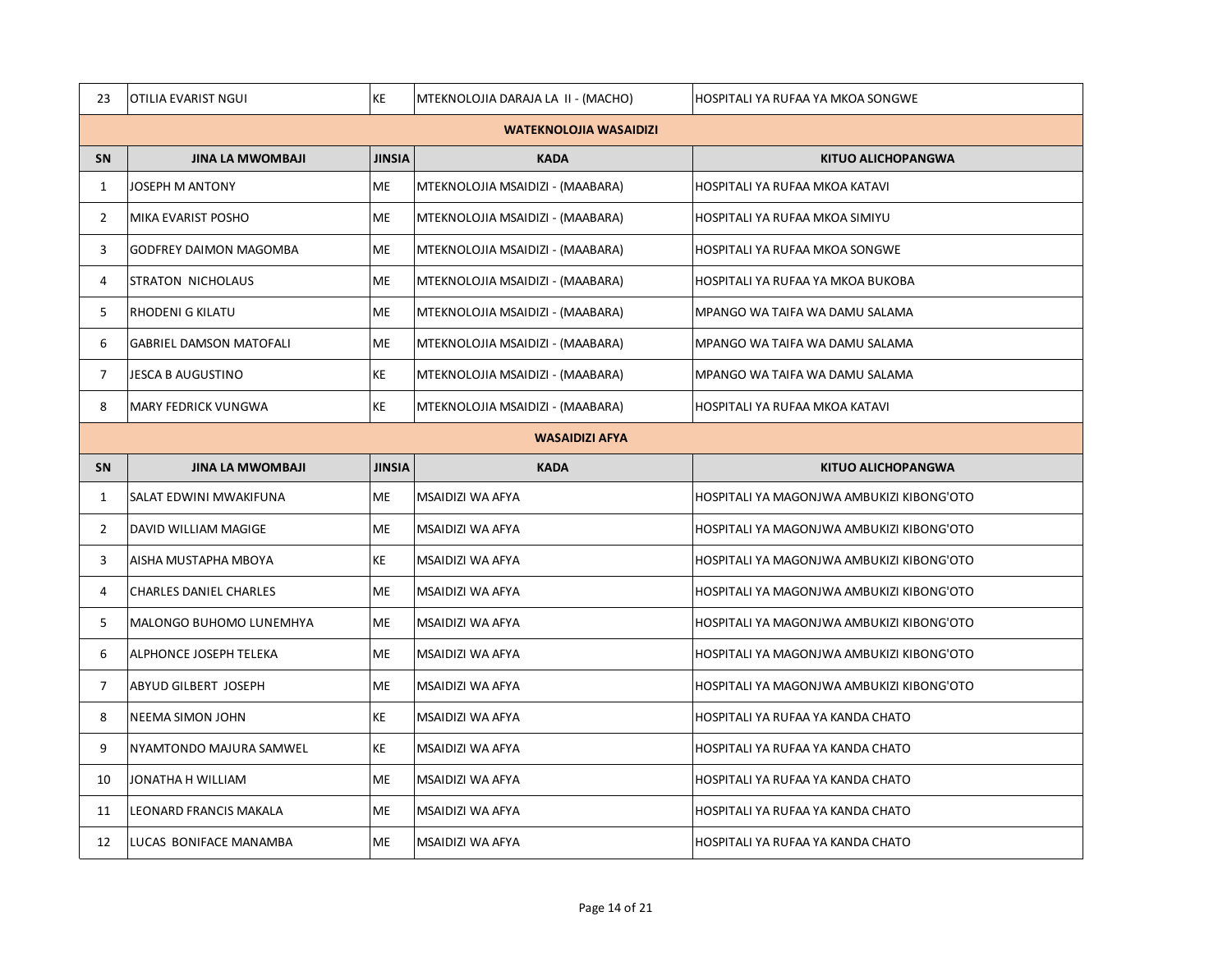| 23 | OTILIA EVARIST NGUI | KE | MTEKNOLOJIA DARAJA LA II - (MACHO) | HOSPITALI YA RUFAA YA MKOA SONGWE |
|---|---|---|---|---|

**WATEKNOLOJIA WASAIDIZI**

| SN | JINA LA MWOMBAJI | JINSIA | KADA | KITUO ALICHOPANGWA |
|---|---|---|---|---|
| 1 | JOSEPH M ANTONY | ME | MTEKNOLOJIA MSAIDIZI - (MAABARA) | HOSPITALI YA RUFAA MKOA KATAVI |
| 2 | MIKA EVARIST POSHO | ME | MTEKNOLOJIA MSAIDIZI - (MAABARA) | HOSPITALI YA RUFAA MKOA SIMIYU |
| 3 | GODFREY DAIMON MAGOMBA | ME | MTEKNOLOJIA MSAIDIZI - (MAABARA) | HOSPITALI YA RUFAA MKOA SONGWE |
| 4 | STRATON NICHOLAUS | ME | MTEKNOLOJIA MSAIDIZI - (MAABARA) | HOSPITALI YA RUFAA YA MKOA BUKOBA |
| 5 | RHODENI G KILATU | ME | MTEKNOLOJIA MSAIDIZI - (MAABARA) | MPANGO WA TAIFA WA DAMU SALAMA |
| 6 | GABRIEL DAMSON MATOFALI | ME | MTEKNOLOJIA MSAIDIZI - (MAABARA) | MPANGO WA TAIFA WA DAMU SALAMA |
| 7 | JESCA B AUGUSTINO | KE | MTEKNOLOJIA MSAIDIZI - (MAABARA) | MPANGO WA TAIFA WA DAMU SALAMA |
| 8 | MARY FEDRICK VUNGWA | KE | MTEKNOLOJIA MSAIDIZI - (MAABARA) | HOSPITALI YA RUFAA MKOA KATAVI |

**WASAIDIZI AFYA**

| SN | JINA LA MWOMBAJI | JINSIA | KADA | KITUO ALICHOPANGWA |
|---|---|---|---|---|
| 1 | SALAT EDWINI MWAKIFUNA | ME | MSAIDIZI WA AFYA | HOSPITALI YA MAGONJWA AMBUKIZI KIBONG'OTO |
| 2 | DAVID WILLIAM MAGIGE | ME | MSAIDIZI WA AFYA | HOSPITALI YA MAGONJWA AMBUKIZI KIBONG'OTO |
| 3 | AISHA MUSTAPHA MBOYA | KE | MSAIDIZI WA AFYA | HOSPITALI YA MAGONJWA AMBUKIZI KIBONG'OTO |
| 4 | CHARLES DANIEL CHARLES | ME | MSAIDIZI WA AFYA | HOSPITALI YA MAGONJWA AMBUKIZI KIBONG'OTO |
| 5 | MALONGO BUHOMO LUNEMHYA | ME | MSAIDIZI WA AFYA | HOSPITALI YA MAGONJWA AMBUKIZI KIBONG'OTO |
| 6 | ALPHONCE JOSEPH TELEKA | ME | MSAIDIZI WA AFYA | HOSPITALI YA MAGONJWA AMBUKIZI KIBONG'OTO |
| 7 | ABYUD GILBERT JOSEPH | ME | MSAIDIZI WA AFYA | HOSPITALI YA MAGONJWA AMBUKIZI KIBONG'OTO |
| 8 | NEEMA SIMON JOHN | KE | MSAIDIZI WA AFYA | HOSPITALI YA RUFAA YA KANDA CHATO |
| 9 | NYAMTONDO MAJURA SAMWEL | KE | MSAIDIZI WA AFYA | HOSPITALI YA RUFAA YA KANDA CHATO |
| 10 | JONATHA H WILLIAM | ME | MSAIDIZI WA AFYA | HOSPITALI YA RUFAA YA KANDA CHATO |
| 11 | LEONARD FRANCIS MAKALA | ME | MSAIDIZI WA AFYA | HOSPITALI YA RUFAA YA KANDA CHATO |
| 12 | LUCAS BONIFACE MANAMBA | ME | MSAIDIZI WA AFYA | HOSPITALI YA RUFAA YA KANDA CHATO |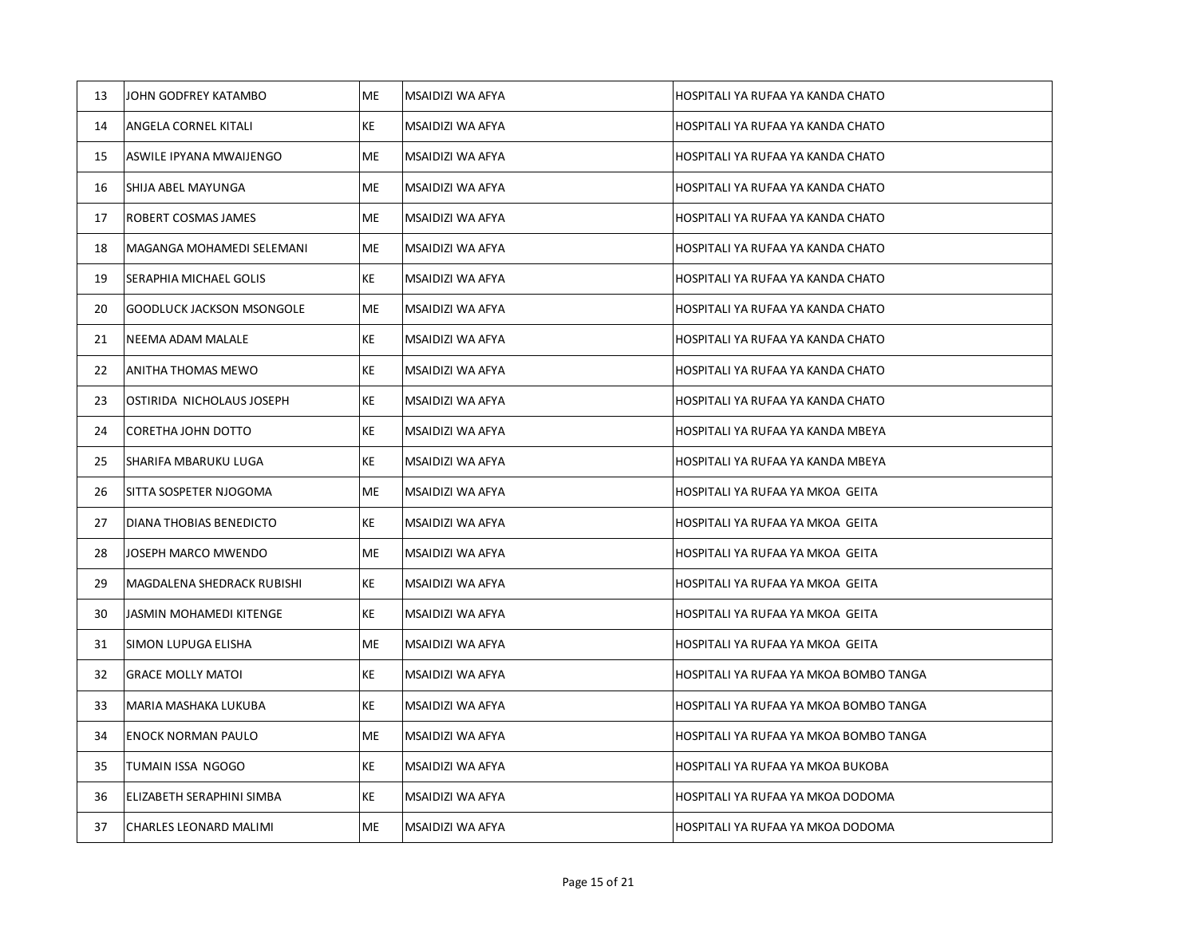| 13 | JOHN GODFREY KATAMBO | ME | MSAIDIZI WA AFYA | HOSPITALI YA RUFAA YA KANDA CHATO |
|---|---|---|---|---|
| 14 | ANGELA CORNEL KITALI | KE | MSAIDIZI WA AFYA | HOSPITALI YA RUFAA YA KANDA CHATO |
| 15 | ASWILE IPYANA MWAIJENGO | ME | MSAIDIZI WA AFYA | HOSPITALI YA RUFAA YA KANDA CHATO |
| 16 | SHIJA ABEL MAYUNGA | ME | MSAIDIZI WA AFYA | HOSPITALI YA RUFAA YA KANDA CHATO |
| 17 | ROBERT COSMAS JAMES | ME | MSAIDIZI WA AFYA | HOSPITALI YA RUFAA YA KANDA CHATO |
| 18 | MAGANGA MOHAMEDI SELEMANI | ME | MSAIDIZI WA AFYA | HOSPITALI YA RUFAA YA KANDA CHATO |
| 19 | SERAPHIA MICHAEL GOLIS | KE | MSAIDIZI WA AFYA | HOSPITALI YA RUFAA YA KANDA CHATO |
| 20 | GOODLUCK JACKSON MSONGOLE | ME | MSAIDIZI WA AFYA | HOSPITALI YA RUFAA YA KANDA CHATO |
| 21 | NEEMA ADAM MALALE | KE | MSAIDIZI WA AFYA | HOSPITALI YA RUFAA YA KANDA CHATO |
| 22 | ANITHA THOMAS MEWO | KE | MSAIDIZI WA AFYA | HOSPITALI YA RUFAA YA KANDA CHATO |
| 23 | OSTIRIDA NICHOLAUS JOSEPH | KE | MSAIDIZI WA AFYA | HOSPITALI YA RUFAA YA KANDA CHATO |
| 24 | CORETHA JOHN DOTTO | KE | MSAIDIZI WA AFYA | HOSPITALI YA RUFAA YA KANDA MBEYA |
| 25 | SHARIFA MBARUKU LUGA | KE | MSAIDIZI WA AFYA | HOSPITALI YA RUFAA YA KANDA MBEYA |
| 26 | SITTA SOSPETER NJOGOMA | ME | MSAIDIZI WA AFYA | HOSPITALI YA RUFAA YA MKOA GEITA |
| 27 | DIANA THOBIAS BENEDICTO | KE | MSAIDIZI WA AFYA | HOSPITALI YA RUFAA YA MKOA GEITA |
| 28 | JOSEPH MARCO MWENDO | ME | MSAIDIZI WA AFYA | HOSPITALI YA RUFAA YA MKOA GEITA |
| 29 | MAGDALENA SHEDRACK RUBISHI | KE | MSAIDIZI WA AFYA | HOSPITALI YA RUFAA YA MKOA GEITA |
| 30 | JASMIN MOHAMEDI KITENGE | KE | MSAIDIZI WA AFYA | HOSPITALI YA RUFAA YA MKOA GEITA |
| 31 | SIMON LUPUGA ELISHA | ME | MSAIDIZI WA AFYA | HOSPITALI YA RUFAA YA MKOA GEITA |
| 32 | GRACE MOLLY MATOI | KE | MSAIDIZI WA AFYA | HOSPITALI YA RUFAA YA MKOA BOMBO TANGA |
| 33 | MARIA MASHAKA LUKUBA | KE | MSAIDIZI WA AFYA | HOSPITALI YA RUFAA YA MKOA BOMBO TANGA |
| 34 | ENOCK NORMAN PAULO | ME | MSAIDIZI WA AFYA | HOSPITALI YA RUFAA YA MKOA BOMBO TANGA |
| 35 | TUMAIN ISSA NGOGO | KE | MSAIDIZI WA AFYA | HOSPITALI YA RUFAA YA MKOA BUKOBA |
| 36 | ELIZABETH SERAPHINI SIMBA | KE | MSAIDIZI WA AFYA | HOSPITALI YA RUFAA YA MKOA DODOMA |
| 37 | CHARLES LEONARD MALIMI | ME | MSAIDIZI WA AFYA | HOSPITALI YA RUFAA YA MKOA DODOMA |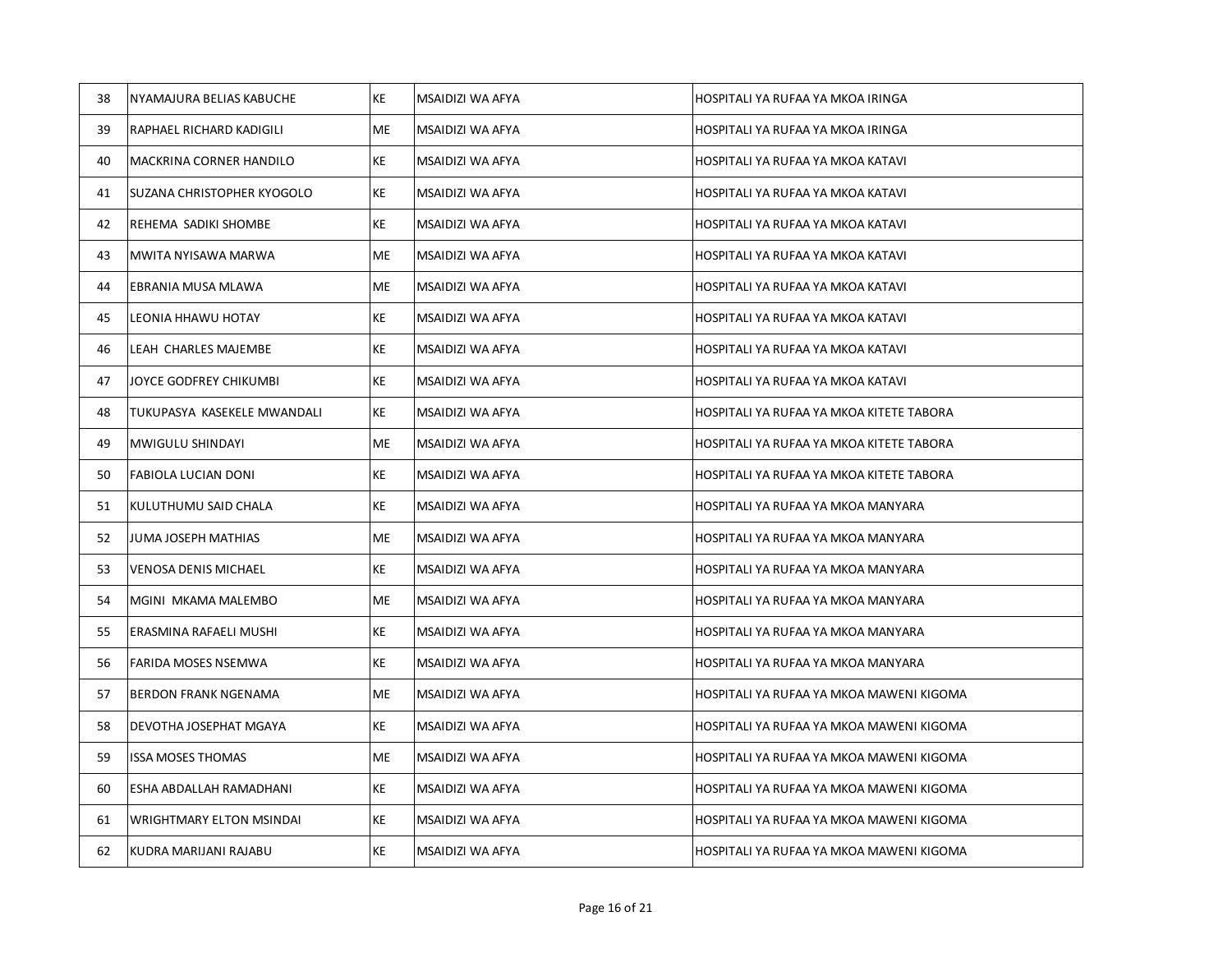| 38 | NYAMAJURA BELIAS KABUCHE | KE | MSAIDIZI WA AFYA | HOSPITALI YA RUFAA YA MKOA IRINGA |
|---|---|---|---|---|
| 39 | RAPHAEL RICHARD KADIGILI | ME | MSAIDIZI WA AFYA | HOSPITALI YA RUFAA YA MKOA IRINGA |
| 40 | MACKRINA CORNER HANDILO | KE | MSAIDIZI WA AFYA | HOSPITALI YA RUFAA YA MKOA KATAVI |
| 41 | SUZANA CHRISTOPHER KYOGOLO | KE | MSAIDIZI WA AFYA | HOSPITALI YA RUFAA YA MKOA KATAVI |
| 42 | REHEMA SADIKI SHOMBE | KE | MSAIDIZI WA AFYA | HOSPITALI YA RUFAA YA MKOA KATAVI |
| 43 | MWITA NYISAWA MARWA | ME | MSAIDIZI WA AFYA | HOSPITALI YA RUFAA YA MKOA KATAVI |
| 44 | EBRANIA MUSA MLAWA | ME | MSAIDIZI WA AFYA | HOSPITALI YA RUFAA YA MKOA KATAVI |
| 45 | LEONIA HHAWU HOTAY | KE | MSAIDIZI WA AFYA | HOSPITALI YA RUFAA YA MKOA KATAVI |
| 46 | LEAH CHARLES MAJEMBE | KE | MSAIDIZI WA AFYA | HOSPITALI YA RUFAA YA MKOA KATAVI |
| 47 | JOYCE GODFREY CHIKUMBI | KE | MSAIDIZI WA AFYA | HOSPITALI YA RUFAA YA MKOA KATAVI |
| 48 | TUKUPASYA KASEKELE MWANDALI | KE | MSAIDIZI WA AFYA | HOSPITALI YA RUFAA YA MKOA KITETE TABORA |
| 49 | MWIGULU SHINDAYI | ME | MSAIDIZI WA AFYA | HOSPITALI YA RUFAA YA MKOA KITETE TABORA |
| 50 | FABIOLA LUCIAN DONI | KE | MSAIDIZI WA AFYA | HOSPITALI YA RUFAA YA MKOA KITETE TABORA |
| 51 | KULUTHUMU SAID CHALA | KE | MSAIDIZI WA AFYA | HOSPITALI YA RUFAA YA MKOA MANYARA |
| 52 | JUMA JOSEPH MATHIAS | ME | MSAIDIZI WA AFYA | HOSPITALI YA RUFAA YA MKOA MANYARA |
| 53 | VENOSA DENIS MICHAEL | KE | MSAIDIZI WA AFYA | HOSPITALI YA RUFAA YA MKOA MANYARA |
| 54 | MGINI MKAMA MALEMBO | ME | MSAIDIZI WA AFYA | HOSPITALI YA RUFAA YA MKOA MANYARA |
| 55 | ERASMINA RAFAELI MUSHI | KE | MSAIDIZI WA AFYA | HOSPITALI YA RUFAA YA MKOA MANYARA |
| 56 | FARIDA MOSES NSEMWA | KE | MSAIDIZI WA AFYA | HOSPITALI YA RUFAA YA MKOA MANYARA |
| 57 | BERDON FRANK NGENAMA | ME | MSAIDIZI WA AFYA | HOSPITALI YA RUFAA YA MKOA MAWENI KIGOMA |
| 58 | DEVOTHA JOSEPHAT MGAYA | KE | MSAIDIZI WA AFYA | HOSPITALI YA RUFAA YA MKOA MAWENI KIGOMA |
| 59 | ISSA MOSES THOMAS | ME | MSAIDIZI WA AFYA | HOSPITALI YA RUFAA YA MKOA MAWENI KIGOMA |
| 60 | ESHA ABDALLAH RAMADHANI | KE | MSAIDIZI WA AFYA | HOSPITALI YA RUFAA YA MKOA MAWENI KIGOMA |
| 61 | WRIGHTMARY ELTON MSINDAI | KE | MSAIDIZI WA AFYA | HOSPITALI YA RUFAA YA MKOA MAWENI KIGOMA |
| 62 | KUDRA MARIJANI RAJABU | KE | MSAIDIZI WA AFYA | HOSPITALI YA RUFAA YA MKOA MAWENI KIGOMA |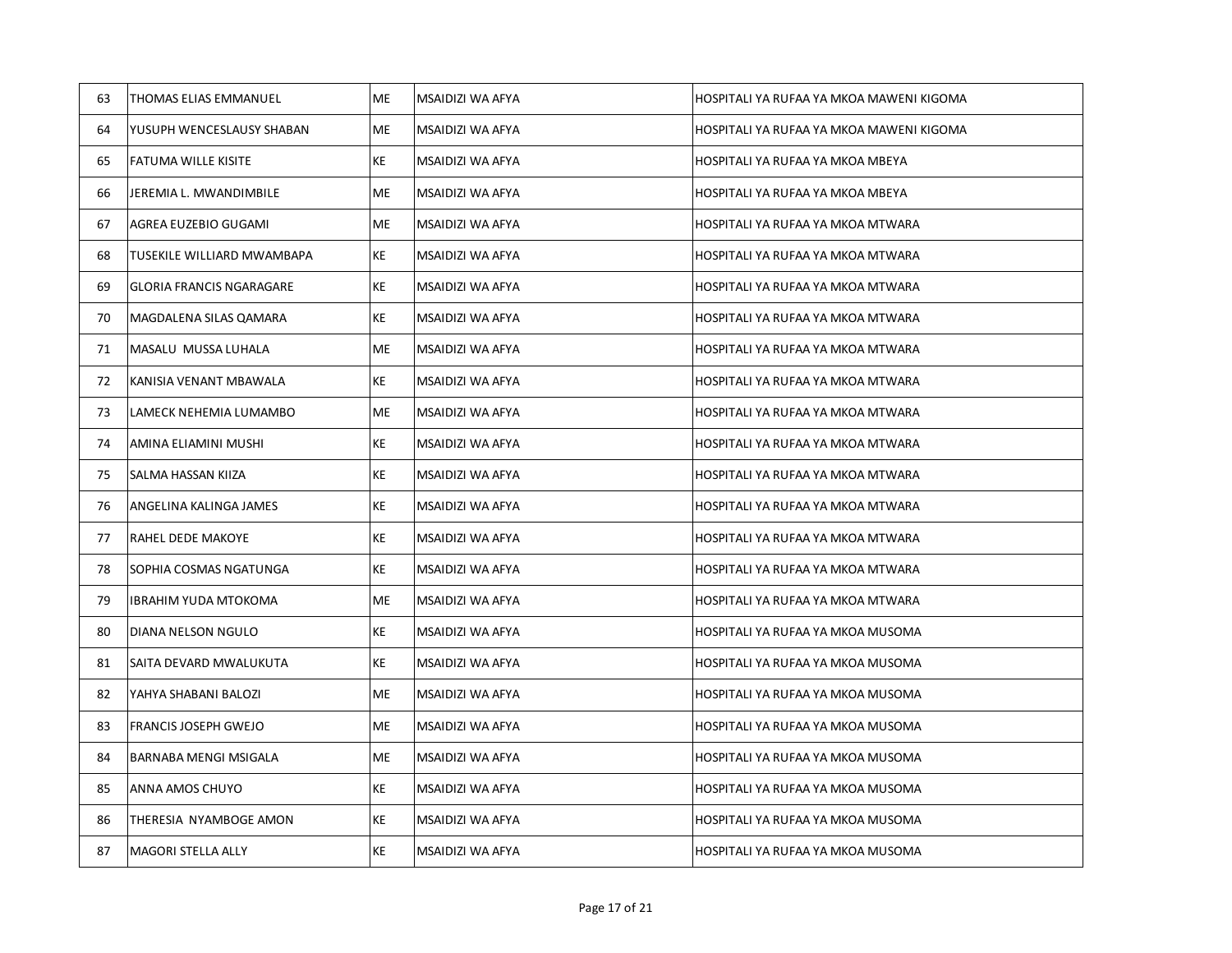| 63 | THOMAS ELIAS EMMANUEL | ME | MSAIDIZI WA AFYA | HOSPITALI YA RUFAA YA MKOA MAWENI KIGOMA |
|---|---|---|---|---|
| 64 | YUSUPH WENCESLAUSY SHABAN | ME | MSAIDIZI WA AFYA | HOSPITALI YA RUFAA YA MKOA MAWENI KIGOMA |
| 65 | FATUMA WILLE KISITE | KE | MSAIDIZI WA AFYA | HOSPITALI YA RUFAA YA MKOA MBEYA |
| 66 | JEREMIA L. MWANDIMBILE | ME | MSAIDIZI WA AFYA | HOSPITALI YA RUFAA YA MKOA MBEYA |
| 67 | AGREA EUZEBIO GUGAMI | ME | MSAIDIZI WA AFYA | HOSPITALI YA RUFAA YA MKOA MTWARA |
| 68 | TUSEKILE WILLIARD MWAMBAPA | KE | MSAIDIZI WA AFYA | HOSPITALI YA RUFAA YA MKOA MTWARA |
| 69 | GLORIA FRANCIS NGARAGARE | KE | MSAIDIZI WA AFYA | HOSPITALI YA RUFAA YA MKOA MTWARA |
| 70 | MAGDALENA SILAS QAMARA | KE | MSAIDIZI WA AFYA | HOSPITALI YA RUFAA YA MKOA MTWARA |
| 71 | MASALU MUSSA LUHALA | ME | MSAIDIZI WA AFYA | HOSPITALI YA RUFAA YA MKOA MTWARA |
| 72 | KANISIA VENANT MBAWALA | KE | MSAIDIZI WA AFYA | HOSPITALI YA RUFAA YA MKOA MTWARA |
| 73 | LAMECK NEHEMIA LUMAMBO | ME | MSAIDIZI WA AFYA | HOSPITALI YA RUFAA YA MKOA MTWARA |
| 74 | AMINA ELIAMINI MUSHI | KE | MSAIDIZI WA AFYA | HOSPITALI YA RUFAA YA MKOA MTWARA |
| 75 | SALMA HASSAN KIIZA | KE | MSAIDIZI WA AFYA | HOSPITALI YA RUFAA YA MKOA MTWARA |
| 76 | ANGELINA KALINGA JAMES | KE | MSAIDIZI WA AFYA | HOSPITALI YA RUFAA YA MKOA MTWARA |
| 77 | RAHEL DEDE MAKOYE | KE | MSAIDIZI WA AFYA | HOSPITALI YA RUFAA YA MKOA MTWARA |
| 78 | SOPHIA COSMAS NGATUNGA | KE | MSAIDIZI WA AFYA | HOSPITALI YA RUFAA YA MKOA MTWARA |
| 79 | IBRAHIM YUDA MTOKOMA | ME | MSAIDIZI WA AFYA | HOSPITALI YA RUFAA YA MKOA MTWARA |
| 80 | DIANA NELSON NGULO | KE | MSAIDIZI WA AFYA | HOSPITALI YA RUFAA YA MKOA MUSOMA |
| 81 | SAITA DEVARD MWALUKUTA | KE | MSAIDIZI WA AFYA | HOSPITALI YA RUFAA YA MKOA MUSOMA |
| 82 | YAHYA SHABANI BALOZI | ME | MSAIDIZI WA AFYA | HOSPITALI YA RUFAA YA MKOA MUSOMA |
| 83 | FRANCIS JOSEPH GWEJO | ME | MSAIDIZI WA AFYA | HOSPITALI YA RUFAA YA MKOA MUSOMA |
| 84 | BARNABA MENGI MSIGALA | ME | MSAIDIZI WA AFYA | HOSPITALI YA RUFAA YA MKOA MUSOMA |
| 85 | ANNA AMOS CHUYO | KE | MSAIDIZI WA AFYA | HOSPITALI YA RUFAA YA MKOA MUSOMA |
| 86 | THERESIA NYAMBOGE AMON | KE | MSAIDIZI WA AFYA | HOSPITALI YA RUFAA YA MKOA MUSOMA |
| 87 | MAGORI STELLA ALLY | KE | MSAIDIZI WA AFYA | HOSPITALI YA RUFAA YA MKOA MUSOMA |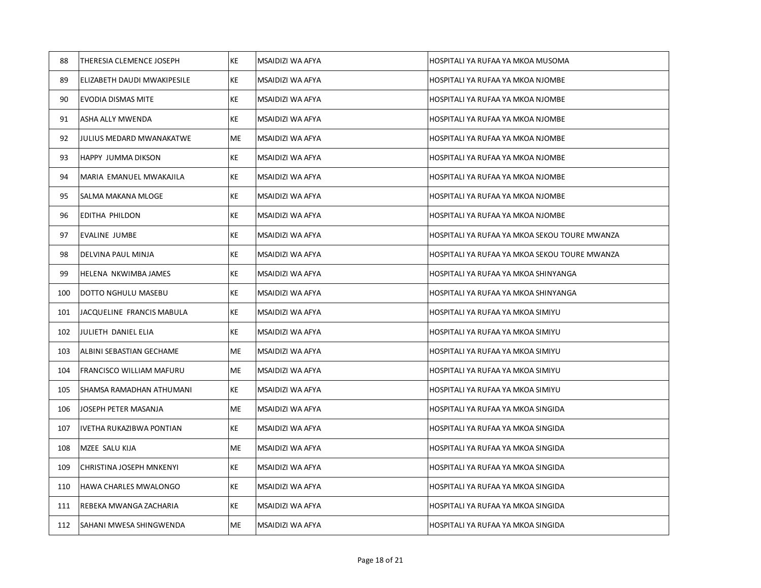| 88 | THERESIA CLEMENCE JOSEPH | KE | MSAIDIZI WA AFYA | HOSPITALI YA RUFAA YA MKOA MUSOMA |
|---|---|---|---|---|
| 89 | ELIZABETH DAUDI MWAKIPESILE | KE | MSAIDIZI WA AFYA | HOSPITALI YA RUFAA YA MKOA NJOMBE |
| 90 | EVODIA DISMAS MITE | KE | MSAIDIZI WA AFYA | HOSPITALI YA RUFAA YA MKOA NJOMBE |
| 91 | ASHA ALLY MWENDA | KE | MSAIDIZI WA AFYA | HOSPITALI YA RUFAA YA MKOA NJOMBE |
| 92 | JULIUS MEDARD MWANAKATWE | ME | MSAIDIZI WA AFYA | HOSPITALI YA RUFAA YA MKOA NJOMBE |
| 93 | HAPPY JUMMA DIKSON | KE | MSAIDIZI WA AFYA | HOSPITALI YA RUFAA YA MKOA NJOMBE |
| 94 | MARIA EMANUEL MWAKAJILA | KE | MSAIDIZI WA AFYA | HOSPITALI YA RUFAA YA MKOA NJOMBE |
| 95 | SALMA MAKANA MLOGE | KE | MSAIDIZI WA AFYA | HOSPITALI YA RUFAA YA MKOA NJOMBE |
| 96 | EDITHA PHILDON | KE | MSAIDIZI WA AFYA | HOSPITALI YA RUFAA YA MKOA NJOMBE |
| 97 | EVALINE JUMBE | KE | MSAIDIZI WA AFYA | HOSPITALI YA RUFAA YA MKOA SEKOU TOURE MWANZA |
| 98 | DELVINA PAUL MINJA | KE | MSAIDIZI WA AFYA | HOSPITALI YA RUFAA YA MKOA SEKOU TOURE MWANZA |
| 99 | HELENA NKWIMBA JAMES | KE | MSAIDIZI WA AFYA | HOSPITALI YA RUFAA YA MKOA SHINYANGA |
| 100 | DOTTO NGHULU MASEBU | KE | MSAIDIZI WA AFYA | HOSPITALI YA RUFAA YA MKOA SHINYANGA |
| 101 | JACQUELINE FRANCIS MABULA | KE | MSAIDIZI WA AFYA | HOSPITALI YA RUFAA YA MKOA SIMIYU |
| 102 | JULIETH DANIEL ELIA | KE | MSAIDIZI WA AFYA | HOSPITALI YA RUFAA YA MKOA SIMIYU |
| 103 | ALBINI SEBASTIAN GECHAME | ME | MSAIDIZI WA AFYA | HOSPITALI YA RUFAA YA MKOA SIMIYU |
| 104 | FRANCISCO WILLIAM MAFURU | ME | MSAIDIZI WA AFYA | HOSPITALI YA RUFAA YA MKOA SIMIYU |
| 105 | SHAMSA RAMADHAN ATHUMANI | KE | MSAIDIZI WA AFYA | HOSPITALI YA RUFAA YA MKOA SIMIYU |
| 106 | JOSEPH PETER MASANJA | ME | MSAIDIZI WA AFYA | HOSPITALI YA RUFAA YA MKOA SINGIDA |
| 107 | IVETHA RUKAZIBWA PONTIAN | KE | MSAIDIZI WA AFYA | HOSPITALI YA RUFAA YA MKOA SINGIDA |
| 108 | MZEE SALU KIJA | ME | MSAIDIZI WA AFYA | HOSPITALI YA RUFAA YA MKOA SINGIDA |
| 109 | CHRISTINA JOSEPH MNKENYI | KE | MSAIDIZI WA AFYA | HOSPITALI YA RUFAA YA MKOA SINGIDA |
| 110 | HAWA CHARLES MWALONGO | KE | MSAIDIZI WA AFYA | HOSPITALI YA RUFAA YA MKOA SINGIDA |
| 111 | REBEKA MWANGA ZACHARIA | KE | MSAIDIZI WA AFYA | HOSPITALI YA RUFAA YA MKOA SINGIDA |
| 112 | SAHANI MWESA SHINGWENDA | ME | MSAIDIZI WA AFYA | HOSPITALI YA RUFAA YA MKOA SINGIDA |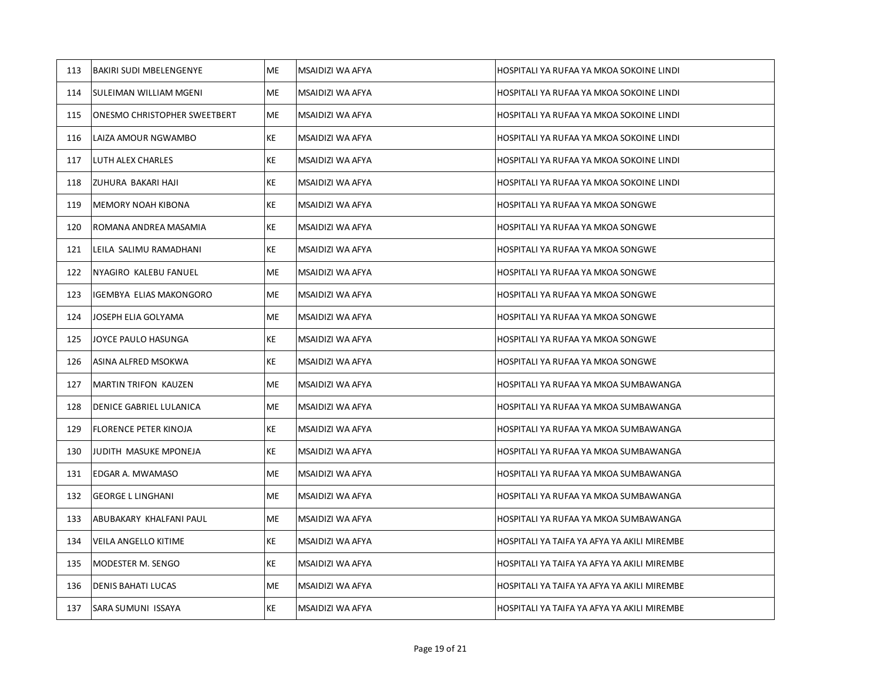| 113 | BAKIRI SUDI MBELENGENYE | ME | MSAIDIZI WA AFYA | HOSPITALI YA RUFAA YA MKOA SOKOINE LINDI |
|---|---|---|---|---|
| 114 | SULEIMAN WILLIAM MGENI | ME | MSAIDIZI WA AFYA | HOSPITALI YA RUFAA YA MKOA SOKOINE LINDI |
| 115 | ONESMO CHRISTOPHER SWEETBERT | ME | MSAIDIZI WA AFYA | HOSPITALI YA RUFAA YA MKOA SOKOINE LINDI |
| 116 | LAIZA AMOUR NGWAMBO | KE | MSAIDIZI WA AFYA | HOSPITALI YA RUFAA YA MKOA SOKOINE LINDI |
| 117 | LUTH ALEX CHARLES | KE | MSAIDIZI WA AFYA | HOSPITALI YA RUFAA YA MKOA SOKOINE LINDI |
| 118 | ZUHURA BAKARI HAJI | KE | MSAIDIZI WA AFYA | HOSPITALI YA RUFAA YA MKOA SOKOINE LINDI |
| 119 | MEMORY NOAH KIBONA | KE | MSAIDIZI WA AFYA | HOSPITALI YA RUFAA YA MKOA SONGWE |
| 120 | ROMANA ANDREA MASAMIA | KE | MSAIDIZI WA AFYA | HOSPITALI YA RUFAA YA MKOA SONGWE |
| 121 | LEILA SALIMU RAMADHANI | KE | MSAIDIZI WA AFYA | HOSPITALI YA RUFAA YA MKOA SONGWE |
| 122 | NYAGIRO KALEBU FANUEL | ME | MSAIDIZI WA AFYA | HOSPITALI YA RUFAA YA MKOA SONGWE |
| 123 | IGEMBYA ELIAS MAKONGORO | ME | MSAIDIZI WA AFYA | HOSPITALI YA RUFAA YA MKOA SONGWE |
| 124 | JOSEPH ELIA GOLYAMA | ME | MSAIDIZI WA AFYA | HOSPITALI YA RUFAA YA MKOA SONGWE |
| 125 | JOYCE PAULO HASUNGA | KE | MSAIDIZI WA AFYA | HOSPITALI YA RUFAA YA MKOA SONGWE |
| 126 | ASINA ALFRED MSOKWA | KE | MSAIDIZI WA AFYA | HOSPITALI YA RUFAA YA MKOA SONGWE |
| 127 | MARTIN TRIFON KAUZEN | ME | MSAIDIZI WA AFYA | HOSPITALI YA RUFAA YA MKOA SUMBAWANGA |
| 128 | DENICE GABRIEL LULANICA | ME | MSAIDIZI WA AFYA | HOSPITALI YA RUFAA YA MKOA SUMBAWANGA |
| 129 | FLORENCE PETER KINOJA | KE | MSAIDIZI WA AFYA | HOSPITALI YA RUFAA YA MKOA SUMBAWANGA |
| 130 | JUDITH MASUKE MPONEJA | KE | MSAIDIZI WA AFYA | HOSPITALI YA RUFAA YA MKOA SUMBAWANGA |
| 131 | EDGAR A. MWAMASO | ME | MSAIDIZI WA AFYA | HOSPITALI YA RUFAA YA MKOA SUMBAWANGA |
| 132 | GEORGE L LINGHANI | ME | MSAIDIZI WA AFYA | HOSPITALI YA RUFAA YA MKOA SUMBAWANGA |
| 133 | ABUBAKARY KHALFANI PAUL | ME | MSAIDIZI WA AFYA | HOSPITALI YA RUFAA YA MKOA SUMBAWANGA |
| 134 | VEILA ANGELLO KITIME | KE | MSAIDIZI WA AFYA | HOSPITALI YA TAIFA YA AFYA YA AKILI MIREMBE |
| 135 | MODESTER M. SENGO | KE | MSAIDIZI WA AFYA | HOSPITALI YA TAIFA YA AFYA YA AKILI MIREMBE |
| 136 | DENIS BAHATI LUCAS | ME | MSAIDIZI WA AFYA | HOSPITALI YA TAIFA YA AFYA YA AKILI MIREMBE |
| 137 | SARA SUMUNI ISSAYA | KE | MSAIDIZI WA AFYA | HOSPITALI YA TAIFA YA AFYA YA AKILI MIREMBE |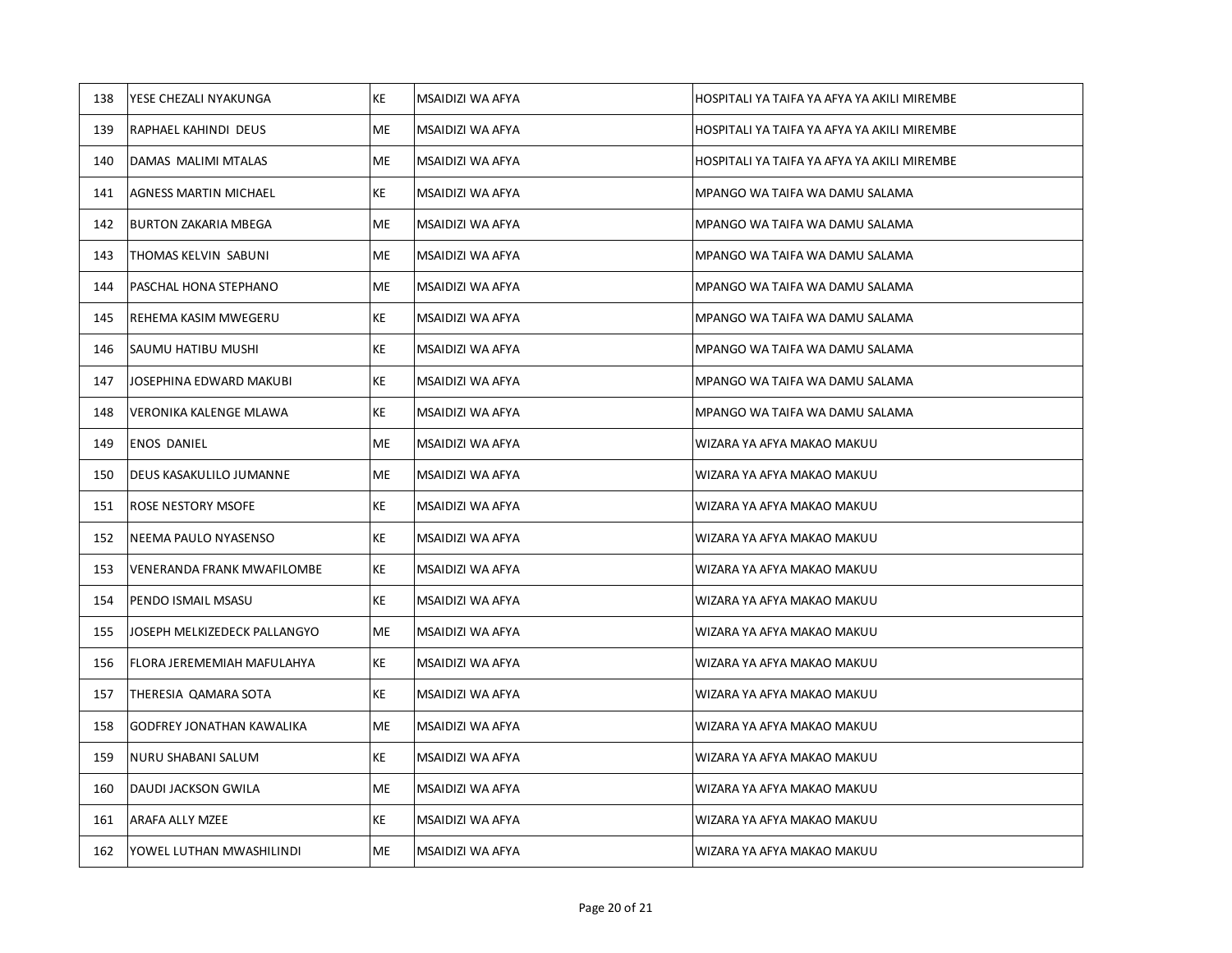| 138 | YESE CHEZALI NYAKUNGA | KE | MSAIDIZI WA AFYA | HOSPITALI YA TAIFA YA AFYA YA AKILI MIREMBE |
|---|---|---|---|---|
| 139 | RAPHAEL KAHINDI DEUS | ME | MSAIDIZI WA AFYA | HOSPITALI YA TAIFA YA AFYA YA AKILI MIREMBE |
| 140 | DAMAS MALIMI MTALAS | ME | MSAIDIZI WA AFYA | HOSPITALI YA TAIFA YA AFYA YA AKILI MIREMBE |
| 141 | AGNESS MARTIN MICHAEL | KE | MSAIDIZI WA AFYA | MPANGO WA TAIFA WA DAMU SALAMA |
| 142 | BURTON ZAKARIA MBEGA | ME | MSAIDIZI WA AFYA | MPANGO WA TAIFA WA DAMU SALAMA |
| 143 | THOMAS KELVIN SABUNI | ME | MSAIDIZI WA AFYA | MPANGO WA TAIFA WA DAMU SALAMA |
| 144 | PASCHAL HONA STEPHANO | ME | MSAIDIZI WA AFYA | MPANGO WA TAIFA WA DAMU SALAMA |
| 145 | REHEMA KASIM MWEGERU | KE | MSAIDIZI WA AFYA | MPANGO WA TAIFA WA DAMU SALAMA |
| 146 | SAUMU HATIBU MUSHI | KE | MSAIDIZI WA AFYA | MPANGO WA TAIFA WA DAMU SALAMA |
| 147 | JOSEPHINA EDWARD MAKUBI | KE | MSAIDIZI WA AFYA | MPANGO WA TAIFA WA DAMU SALAMA |
| 148 | VERONIKA KALENGE MLAWA | KE | MSAIDIZI WA AFYA | MPANGO WA TAIFA WA DAMU SALAMA |
| 149 | ENOS DANIEL | ME | MSAIDIZI WA AFYA | WIZARA YA AFYA MAKAO MAKUU |
| 150 | DEUS KASAKULILO JUMANNE | ME | MSAIDIZI WA AFYA | WIZARA YA AFYA MAKAO MAKUU |
| 151 | ROSE NESTORY MSOFE | KE | MSAIDIZI WA AFYA | WIZARA YA AFYA MAKAO MAKUU |
| 152 | NEEMA PAULO NYASENSO | KE | MSAIDIZI WA AFYA | WIZARA YA AFYA MAKAO MAKUU |
| 153 | VENERANDA FRANK MWAFILOMBE | KE | MSAIDIZI WA AFYA | WIZARA YA AFYA MAKAO MAKUU |
| 154 | PENDO ISMAIL MSASU | KE | MSAIDIZI WA AFYA | WIZARA YA AFYA MAKAO MAKUU |
| 155 | JOSEPH MELKIZEDECK PALLANGYO | ME | MSAIDIZI WA AFYA | WIZARA YA AFYA MAKAO MAKUU |
| 156 | FLORA JEREMEMIAH MAFULAHYA | KE | MSAIDIZI WA AFYA | WIZARA YA AFYA MAKAO MAKUU |
| 157 | THERESIA QAMARA SOTA | KE | MSAIDIZI WA AFYA | WIZARA YA AFYA MAKAO MAKUU |
| 158 | GODFREY JONATHAN KAWALIKA | ME | MSAIDIZI WA AFYA | WIZARA YA AFYA MAKAO MAKUU |
| 159 | NURU SHABANI SALUM | KE | MSAIDIZI WA AFYA | WIZARA YA AFYA MAKAO MAKUU |
| 160 | DAUDI JACKSON GWILA | ME | MSAIDIZI WA AFYA | WIZARA YA AFYA MAKAO MAKUU |
| 161 | ARAFA ALLY MZEE | KE | MSAIDIZI WA AFYA | WIZARA YA AFYA MAKAO MAKUU |
| 162 | YOWEL LUTHAN MWASHILINDI | ME | MSAIDIZI WA AFYA | WIZARA YA AFYA MAKAO MAKUU |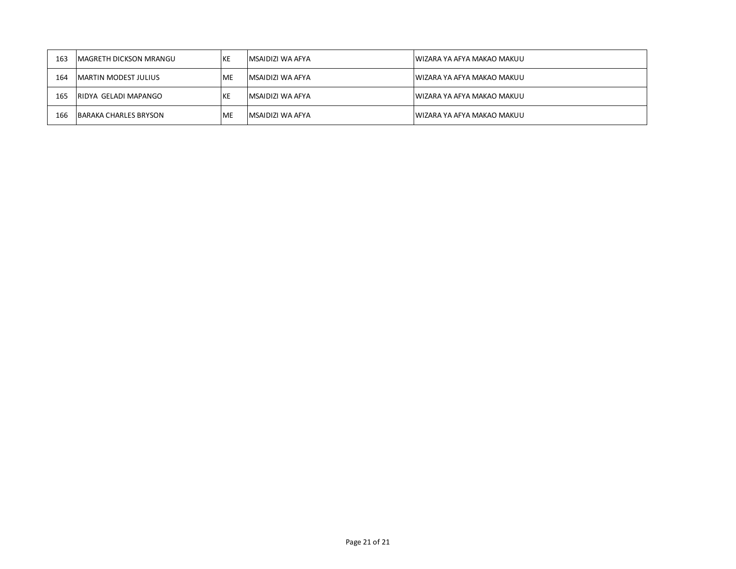| | | | | |
|---|---|---|---|---|
| 163 | MAGRETH DICKSON MRANGU | KE | MSAIDIZI WA AFYA | WIZARA YA AFYA MAKAO MAKUU |
| 164 | MARTIN MODEST JULIUS | ME | MSAIDIZI WA AFYA | WIZARA YA AFYA MAKAO MAKUU |
| 165 | RIDYA GELADI MAPANGO | KE | MSAIDIZI WA AFYA | WIZARA YA AFYA MAKAO MAKUU |
| 166 | BARAKA CHARLES BRYSON | ME | MSAIDIZI WA AFYA | WIZARA YA AFYA MAKAO MAKUU |